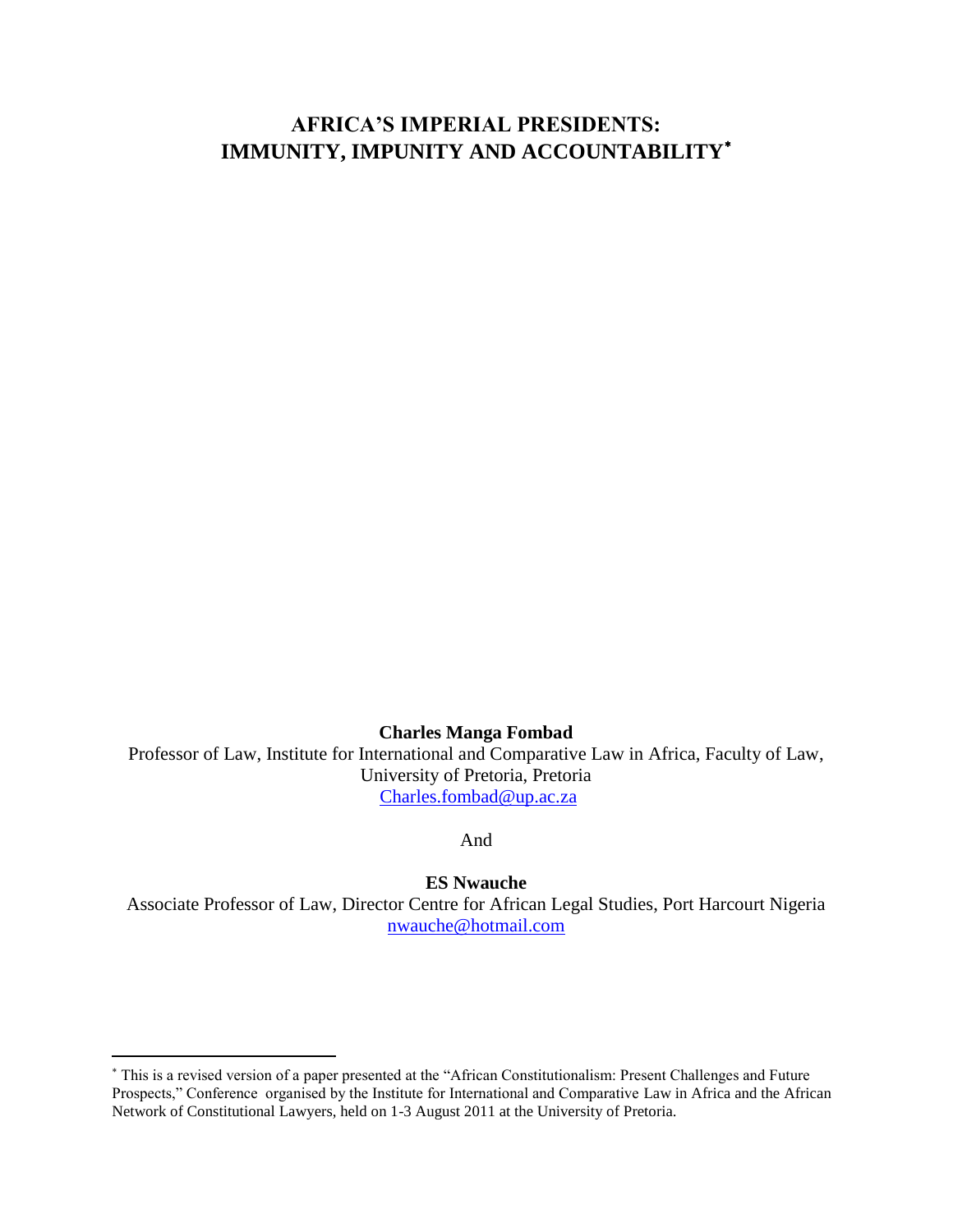# AFRICA'S IMPERIAL PRESIDENTS: IMMUNITY, IMPUNITY AND ACCOUNTABILITY[*]

**Charles Manga Fombad**

Professor of Law, Institute for International and Comparative Law in Africa, Faculty of Law, University of Pretoria, Pretoria

Charles.fombad@up.ac.za

And

**ES Nwauche**

Associate Professor of Law, Director Centre for African Legal Studies, Port Harcourt Nigeria

nwauche@hotmail.com

---

[*] This is a revised version of a paper presented at the "African Constitutionalism: Present Challenges and Future Prospects," Conference organised by the Institute for International and Comparative Law in Africa and the African Network of Constitutional Lawyers, held on 1-3 August 2011 at the University of Pretoria.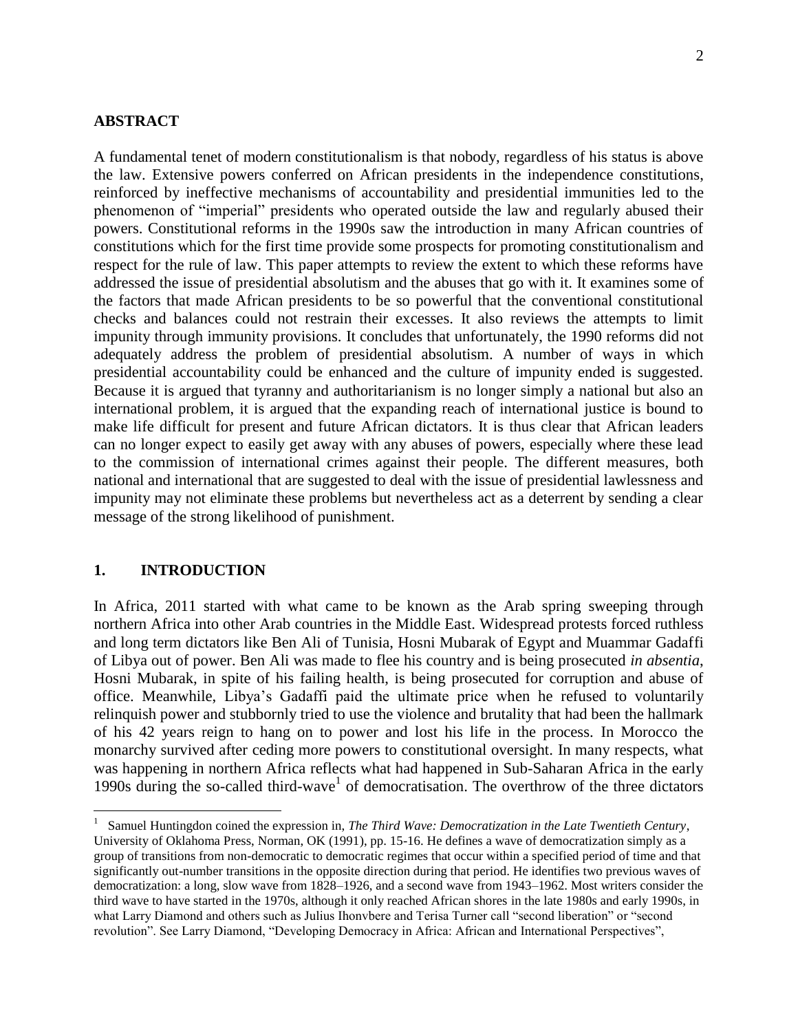## ABSTRACT

A fundamental tenet of modern constitutionalism is that nobody, regardless of his status is above the law. Extensive powers conferred on African presidents in the independence constitutions, reinforced by ineffective mechanisms of accountability and presidential immunities led to the phenomenon of "imperial" presidents who operated outside the law and regularly abused their powers. Constitutional reforms in the 1990s saw the introduction in many African countries of constitutions which for the first time provide some prospects for promoting constitutionalism and respect for the rule of law. This paper attempts to review the extent to which these reforms have addressed the issue of presidential absolutism and the abuses that go with it. It examines some of the factors that made African presidents to be so powerful that the conventional constitutional checks and balances could not restrain their excesses. It also reviews the attempts to limit impunity through immunity provisions. It concludes that unfortunately, the 1990 reforms did not adequately address the problem of presidential absolutism. A number of ways in which presidential accountability could be enhanced and the culture of impunity ended is suggested. Because it is argued that tyranny and authoritarianism is no longer simply a national but also an international problem, it is argued that the expanding reach of international justice is bound to make life difficult for present and future African dictators. It is thus clear that African leaders can no longer expect to easily get away with any abuses of powers, especially where these lead to the commission of international crimes against their people. The different measures, both national and international that are suggested to deal with the issue of presidential lawlessness and impunity may not eliminate these problems but nevertheless act as a deterrent by sending a clear message of the strong likelihood of punishment.

## 1. INTRODUCTION

In Africa, 2011 started with what came to be known as the Arab spring sweeping through northern Africa into other Arab countries in the Middle East. Widespread protests forced ruthless and long term dictators like Ben Ali of Tunisia, Hosni Mubarak of Egypt and Muammar Gadaffi of Libya out of power. Ben Ali was made to flee his country and is being prosecuted *in absentia*, Hosni Mubarak, in spite of his failing health, is being prosecuted for corruption and abuse of office. Meanwhile, Libya's Gadaffi paid the ultimate price when he refused to voluntarily relinquish power and stubbornly tried to use the violence and brutality that had been the hallmark of his 42 years reign to hang on to power and lost his life in the process. In Morocco the monarchy survived after ceding more powers to constitutional oversight. In many respects, what was happening in northern Africa reflects what had happened in Sub-Saharan Africa in the early 1990s during the so-called third-wave[1] of democratisation. The overthrow of the three dictators

---

[1] Samuel Huntingdon coined the expression in, *The Third Wave: Democratization in the Late Twentieth Century*, University of Oklahoma Press, Norman, OK (1991), pp. 15-16. He defines a wave of democratization simply as a group of transitions from non-democratic to democratic regimes that occur within a specified period of time and that significantly out-number transitions in the opposite direction during that period. He identifies two previous waves of democratization: a long, slow wave from 1828–1926, and a second wave from 1943–1962. Most writers consider the third wave to have started in the 1970s, although it only reached African shores in the late 1980s and early 1990s, in what Larry Diamond and others such as Julius Ihonvbere and Terisa Turner call "second liberation" or "second revolution". See Larry Diamond, "Developing Democracy in Africa: African and International Perspectives",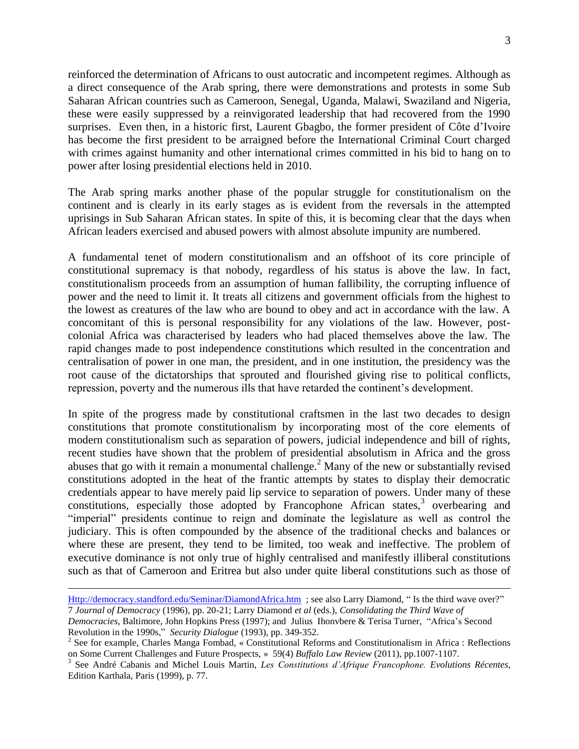reinforced the determination of Africans to oust autocratic and incompetent regimes. Although as a direct consequence of the Arab spring, there were demonstrations and protests in some Sub Saharan African countries such as Cameroon, Senegal, Uganda, Malawi, Swaziland and Nigeria, these were easily suppressed by a reinvigorated leadership that had recovered from the 1990 surprises. Even then, in a historic first, Laurent Gbagbo, the former president of Côte d'Ivoire has become the first president to be arraigned before the International Criminal Court charged with crimes against humanity and other international crimes committed in his bid to hang on to power after losing presidential elections held in 2010.

The Arab spring marks another phase of the popular struggle for constitutionalism on the continent and is clearly in its early stages as is evident from the reversals in the attempted uprisings in Sub Saharan African states. In spite of this, it is becoming clear that the days when African leaders exercised and abused powers with almost absolute impunity are numbered.

A fundamental tenet of modern constitutionalism and an offshoot of its core principle of constitutional supremacy is that nobody, regardless of his status is above the law. In fact, constitutionalism proceeds from an assumption of human fallibility, the corrupting influence of power and the need to limit it. It treats all citizens and government officials from the highest to the lowest as creatures of the law who are bound to obey and act in accordance with the law. A concomitant of this is personal responsibility for any violations of the law. However, post-colonial Africa was characterised by leaders who had placed themselves above the law. The rapid changes made to post independence constitutions which resulted in the concentration and centralisation of power in one man, the president, and in one institution, the presidency was the root cause of the dictatorships that sprouted and flourished giving rise to political conflicts, repression, poverty and the numerous ills that have retarded the continent's development.

In spite of the progress made by constitutional craftsmen in the last two decades to design constitutions that promote constitutionalism by incorporating most of the core elements of modern constitutionalism such as separation of powers, judicial independence and bill of rights, recent studies have shown that the problem of presidential absolutism in Africa and the gross abuses that go with it remain a monumental challenge.[2] Many of the new or substantially revised constitutions adopted in the heat of the frantic attempts by states to display their democratic credentials appear to have merely paid lip service to separation of powers. Under many of these constitutions, especially those adopted by Francophone African states,[3] overbearing and "imperial" presidents continue to reign and dominate the legislature as well as control the judiciary. This is often compounded by the absence of the traditional checks and balances or where these are present, they tend to be limited, too weak and ineffective. The problem of executive dominance is not only true of highly centralised and manifestly illiberal constitutions such as that of Cameroon and Eritrea but also under quite liberal constitutions such as those of

---

Http://democracy.standford.edu/Seminar/DiamondAfrica.htm ; see also Larry Diamond, " Is the third wave over?" 7 *Journal of Democracy* (1996), pp. 20-21; Larry Diamond *et al* (eds.), *Consolidating the Third Wave of Democracies*, Baltimore, John Hopkins Press (1997); and Julius Ihonvbere & Terisa Turner, "Africa's Second Revolution in the 1990s," *Security Dialogue* (1993), pp. 349-352.

[2] See for example, Charles Manga Fombad, « Constitutional Reforms and Constitutionalism in Africa : Reflections on Some Current Challenges and Future Prospects, » 59(4) *Buffalo Law Review* (2011), pp.1007-1107.

[3] See André Cabanis and Michel Louis Martin, *Les Constitutions d'Afrique Francophone. Evolutions Récentes*, Edition Karthala, Paris (1999), p. 77.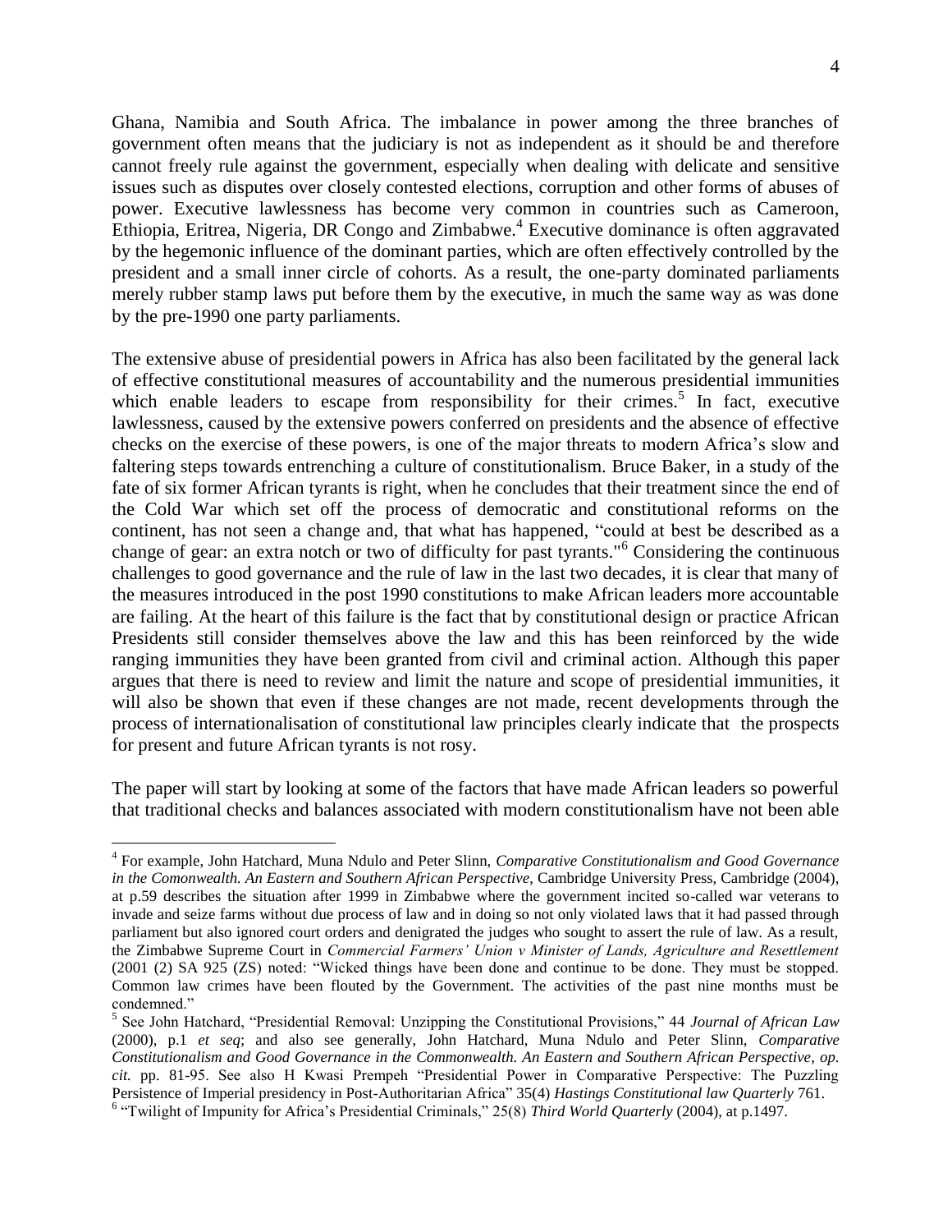Ghana, Namibia and South Africa. The imbalance in power among the three branches of government often means that the judiciary is not as independent as it should be and therefore cannot freely rule against the government, especially when dealing with delicate and sensitive issues such as disputes over closely contested elections, corruption and other forms of abuses of power. Executive lawlessness has become very common in countries such as Cameroon, Ethiopia, Eritrea, Nigeria, DR Congo and Zimbabwe.[4] Executive dominance is often aggravated by the hegemonic influence of the dominant parties, which are often effectively controlled by the president and a small inner circle of cohorts. As a result, the one-party dominated parliaments merely rubber stamp laws put before them by the executive, in much the same way as was done by the pre-1990 one party parliaments.

The extensive abuse of presidential powers in Africa has also been facilitated by the general lack of effective constitutional measures of accountability and the numerous presidential immunities which enable leaders to escape from responsibility for their crimes.[5] In fact, executive lawlessness, caused by the extensive powers conferred on presidents and the absence of effective checks on the exercise of these powers, is one of the major threats to modern Africa's slow and faltering steps towards entrenching a culture of constitutionalism. Bruce Baker, in a study of the fate of six former African tyrants is right, when he concludes that their treatment since the end of the Cold War which set off the process of democratic and constitutional reforms on the continent, has not seen a change and, that what has happened, "could at best be described as a change of gear: an extra notch or two of difficulty for past tyrants."[6] Considering the continuous challenges to good governance and the rule of law in the last two decades, it is clear that many of the measures introduced in the post 1990 constitutions to make African leaders more accountable are failing. At the heart of this failure is the fact that by constitutional design or practice African Presidents still consider themselves above the law and this has been reinforced by the wide ranging immunities they have been granted from civil and criminal action. Although this paper argues that there is need to review and limit the nature and scope of presidential immunities, it will also be shown that even if these changes are not made, recent developments through the process of internationalisation of constitutional law principles clearly indicate that the prospects for present and future African tyrants is not rosy.

The paper will start by looking at some of the factors that have made African leaders so powerful that traditional checks and balances associated with modern constitutionalism have not been able

---

[4] For example, John Hatchard, Muna Ndulo and Peter Slinn, *Comparative Constitutionalism and Good Governance in the Comonwealth. An Eastern and Southern African Perspective*, Cambridge University Press, Cambridge (2004), at p.59 describes the situation after 1999 in Zimbabwe where the government incited so-called war veterans to invade and seize farms without due process of law and in doing so not only violated laws that it had passed through parliament but also ignored court orders and denigrated the judges who sought to assert the rule of law. As a result, the Zimbabwe Supreme Court in *Commercial Farmers' Union v Minister of Lands, Agriculture and Resettlement* (2001 (2) SA 925 (ZS) noted: "Wicked things have been done and continue to be done. They must be stopped. Common law crimes have been flouted by the Government. The activities of the past nine months must be condemned."

[5] See John Hatchard, "Presidential Removal: Unzipping the Constitutional Provisions," 44 *Journal of African Law* (2000), p.1 *et seq*; and also see generally, John Hatchard, Muna Ndulo and Peter Slinn, *Comparative Constitutionalism and Good Governance in the Commonwealth. An Eastern and Southern African Perspective*, *op. cit.* pp. 81-95. See also H Kwasi Prempeh "Presidential Power in Comparative Perspective: The Puzzling Persistence of Imperial presidency in Post-Authoritarian Africa" 35(4) *Hastings Constitutional law Quarterly* 761.

[6] "Twilight of Impunity for Africa's Presidential Criminals," 25(8) *Third World Quarterly* (2004), at p.1497.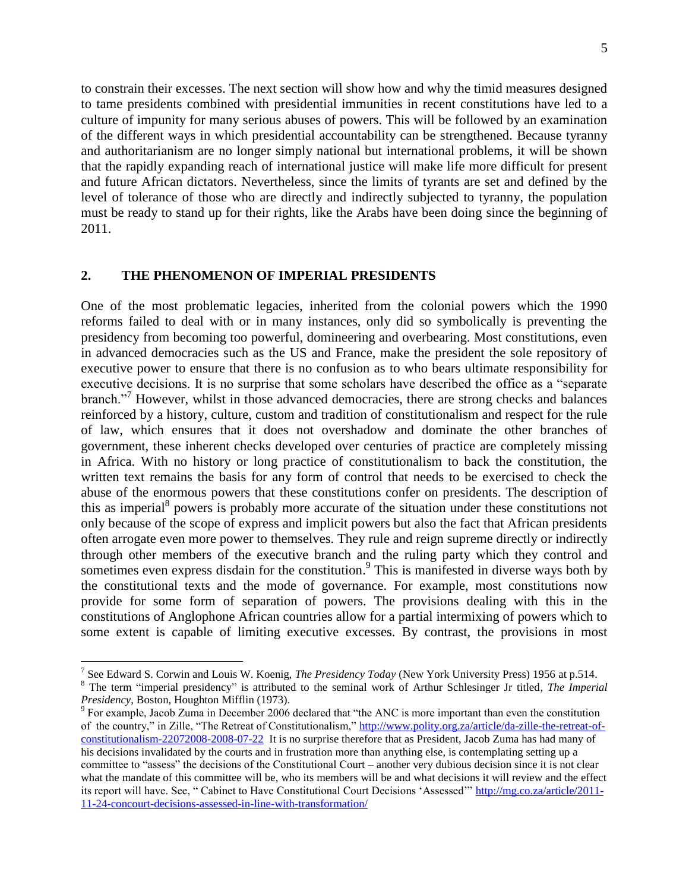to constrain their excesses. The next section will show how and why the timid measures designed to tame presidents combined with presidential immunities in recent constitutions have led to a culture of impunity for many serious abuses of powers. This will be followed by an examination of the different ways in which presidential accountability can be strengthened. Because tyranny and authoritarianism are no longer simply national but international problems, it will be shown that the rapidly expanding reach of international justice will make life more difficult for present and future African dictators. Nevertheless, since the limits of tyrants are set and defined by the level of tolerance of those who are directly and indirectly subjected to tyranny, the population must be ready to stand up for their rights, like the Arabs have been doing since the beginning of 2011.

## 2. THE PHENOMENON OF IMPERIAL PRESIDENTS

One of the most problematic legacies, inherited from the colonial powers which the 1990 reforms failed to deal with or in many instances, only did so symbolically is preventing the presidency from becoming too powerful, domineering and overbearing. Most constitutions, even in advanced democracies such as the US and France, make the president the sole repository of executive power to ensure that there is no confusion as to who bears ultimate responsibility for executive decisions. It is no surprise that some scholars have described the office as a "separate branch."[7] However, whilst in those advanced democracies, there are strong checks and balances reinforced by a history, culture, custom and tradition of constitutionalism and respect for the rule of law, which ensures that it does not overshadow and dominate the other branches of government, these inherent checks developed over centuries of practice are completely missing in Africa. With no history or long practice of constitutionalism to back the constitution, the written text remains the basis for any form of control that needs to be exercised to check the abuse of the enormous powers that these constitutions confer on presidents. The description of this as imperial[8] powers is probably more accurate of the situation under these constitutions not only because of the scope of express and implicit powers but also the fact that African presidents often arrogate even more power to themselves. They rule and reign supreme directly or indirectly through other members of the executive branch and the ruling party which they control and sometimes even express disdain for the constitution.[9] This is manifested in diverse ways both by the constitutional texts and the mode of governance. For example, most constitutions now provide for some form of separation of powers. The provisions dealing with this in the constitutions of Anglophone African countries allow for a partial intermixing of powers which to some extent is capable of limiting executive excesses. By contrast, the provisions in most

---

[7] See Edward S. Corwin and Louis W. Koenig, *The Presidency Today* (New York University Press) 1956 at p.514.

[8] The term "imperial presidency" is attributed to the seminal work of Arthur Schlesinger Jr titled, *The Imperial Presidency*, Boston, Houghton Mifflin (1973).

[9] For example, Jacob Zuma in December 2006 declared that "the ANC is more important than even the constitution of the country," in Zille, "The Retreat of Constitutionalism," http://www.polity.org.za/article/da-zille-the-retreat-of-constitutionalism-22072008-2008-07-22 It is no surprise therefore that as President, Jacob Zuma has had many of his decisions invalidated by the courts and in frustration more than anything else, is contemplating setting up a committee to "assess" the decisions of the Constitutional Court – another very dubious decision since it is not clear what the mandate of this committee will be, who its members will be and what decisions it will review and the effect its report will have. See, " Cabinet to Have Constitutional Court Decisions 'Assessed'" http://mg.co.za/article/2011-11-24-concourt-decisions-assessed-in-line-with-transformation/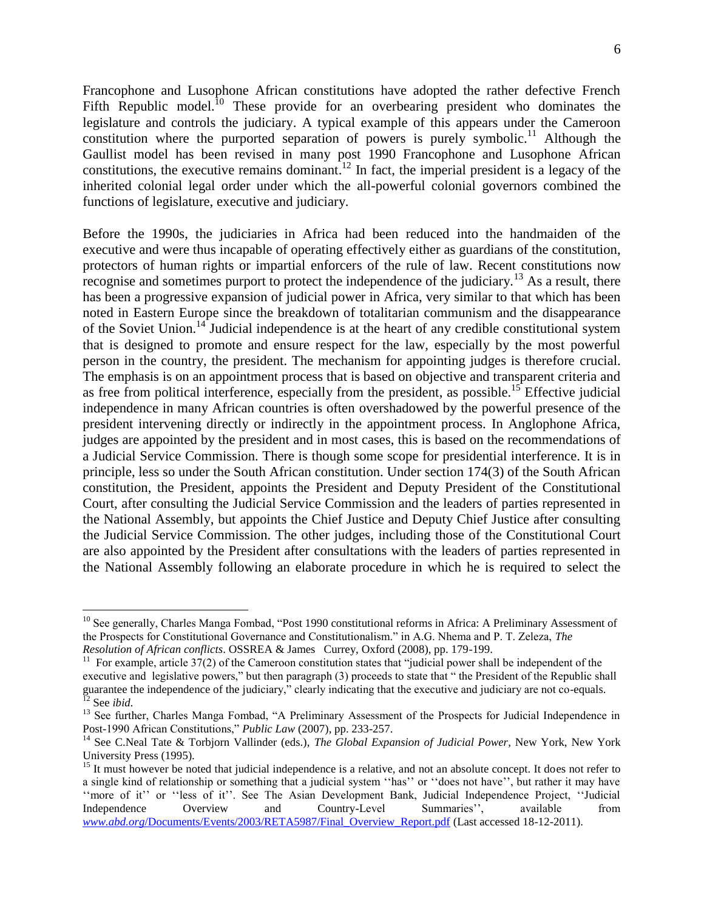Francophone and Lusophone African constitutions have adopted the rather defective French Fifth Republic model.[10] These provide for an overbearing president who dominates the legislature and controls the judiciary. A typical example of this appears under the Cameroon constitution where the purported separation of powers is purely symbolic.[11] Although the Gaullist model has been revised in many post 1990 Francophone and Lusophone African constitutions, the executive remains dominant.[12] In fact, the imperial president is a legacy of the inherited colonial legal order under which the all-powerful colonial governors combined the functions of legislature, executive and judiciary.

Before the 1990s, the judiciaries in Africa had been reduced into the handmaiden of the executive and were thus incapable of operating effectively either as guardians of the constitution, protectors of human rights or impartial enforcers of the rule of law. Recent constitutions now recognise and sometimes purport to protect the independence of the judiciary.[13] As a result, there has been a progressive expansion of judicial power in Africa, very similar to that which has been noted in Eastern Europe since the breakdown of totalitarian communism and the disappearance of the Soviet Union.[14] Judicial independence is at the heart of any credible constitutional system that is designed to promote and ensure respect for the law, especially by the most powerful person in the country, the president. The mechanism for appointing judges is therefore crucial. The emphasis is on an appointment process that is based on objective and transparent criteria and as free from political interference, especially from the president, as possible.[15] Effective judicial independence in many African countries is often overshadowed by the powerful presence of the president intervening directly or indirectly in the appointment process. In Anglophone Africa, judges are appointed by the president and in most cases, this is based on the recommendations of a Judicial Service Commission. There is though some scope for presidential interference. It is in principle, less so under the South African constitution. Under section 174(3) of the South African constitution, the President, appoints the President and Deputy President of the Constitutional Court, after consulting the Judicial Service Commission and the leaders of parties represented in the National Assembly, but appoints the Chief Justice and Deputy Chief Justice after consulting the Judicial Service Commission. The other judges, including those of the Constitutional Court are also appointed by the President after consultations with the leaders of parties represented in the National Assembly following an elaborate procedure in which he is required to select the

---

[10] See generally, Charles Manga Fombad, "Post 1990 constitutional reforms in Africa: A Preliminary Assessment of the Prospects for Constitutional Governance and Constitutionalism." in A.G. Nhema and P. T. Zeleza, *The Resolution of African conflicts*. OSSREA & James Currey, Oxford (2008), pp. 179-199.

[11] For example, article 37(2) of the Cameroon constitution states that "judicial power shall be independent of the executive and legislative powers," but then paragraph (3) proceeds to state that " the President of the Republic shall guarantee the independence of the judiciary," clearly indicating that the executive and judiciary are not co-equals.

[12] See *ibid*.

[13] See further, Charles Manga Fombad, "A Preliminary Assessment of the Prospects for Judicial Independence in Post-1990 African Constitutions," *Public Law* (2007), pp. 233-257.

[14] See C.Neal Tate & Torbjorn Vallinder (eds.), *The Global Expansion of Judicial Power*, New York, New York University Press (1995).

[15] It must however be noted that judicial independence is a relative, and not an absolute concept. It does not refer to a single kind of relationship or something that a judicial system ''has'' or ''does not have'', but rather it may have ''more of it'' or ''less of it''. See The Asian Development Bank, Judicial Independence Project, ''Judicial Independence Overview and Country-Level Summaries'', available from *www.abd.org*/Documents/Events/2003/RETA5987/Final_Overview_Report.pdf (Last accessed 18-12-2011).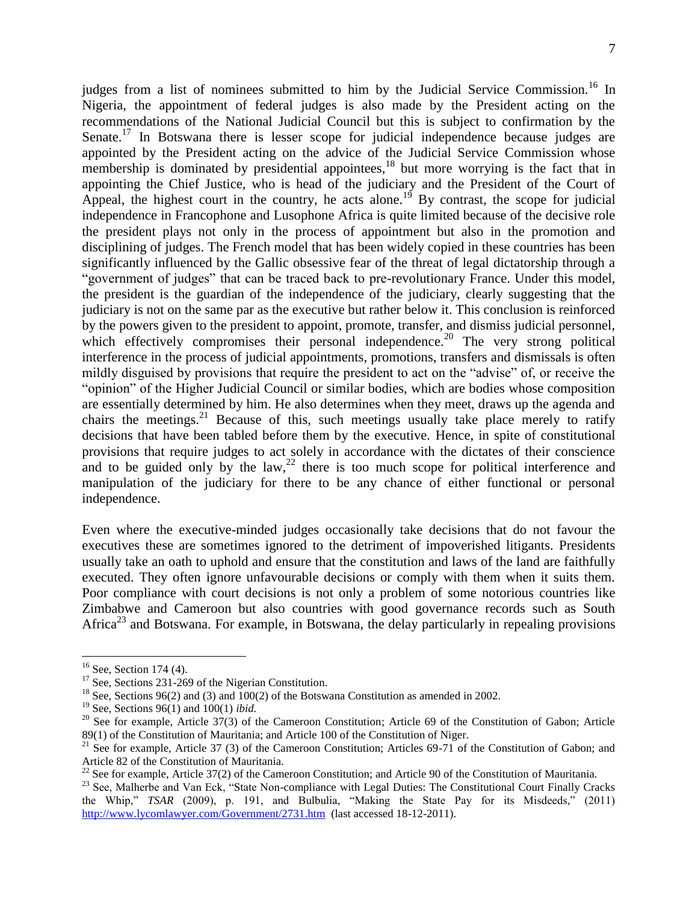judges from a list of nominees submitted to him by the Judicial Service Commission.[16] In Nigeria, the appointment of federal judges is also made by the President acting on the recommendations of the National Judicial Council but this is subject to confirmation by the Senate.[17] In Botswana there is lesser scope for judicial independence because judges are appointed by the President acting on the advice of the Judicial Service Commission whose membership is dominated by presidential appointees,[18] but more worrying is the fact that in appointing the Chief Justice, who is head of the judiciary and the President of the Court of Appeal, the highest court in the country, he acts alone.[19] By contrast, the scope for judicial independence in Francophone and Lusophone Africa is quite limited because of the decisive role the president plays not only in the process of appointment but also in the promotion and disciplining of judges. The French model that has been widely copied in these countries has been significantly influenced by the Gallic obsessive fear of the threat of legal dictatorship through a "government of judges" that can be traced back to pre-revolutionary France. Under this model, the president is the guardian of the independence of the judiciary, clearly suggesting that the judiciary is not on the same par as the executive but rather below it. This conclusion is reinforced by the powers given to the president to appoint, promote, transfer, and dismiss judicial personnel, which effectively compromises their personal independence.[20] The very strong political interference in the process of judicial appointments, promotions, transfers and dismissals is often mildly disguised by provisions that require the president to act on the "advise" of, or receive the "opinion" of the Higher Judicial Council or similar bodies, which are bodies whose composition are essentially determined by him. He also determines when they meet, draws up the agenda and chairs the meetings.[21] Because of this, such meetings usually take place merely to ratify decisions that have been tabled before them by the executive. Hence, in spite of constitutional provisions that require judges to act solely in accordance with the dictates of their conscience and to be guided only by the law,[22] there is too much scope for political interference and manipulation of the judiciary for there to be any chance of either functional or personal independence.

Even where the executive-minded judges occasionally take decisions that do not favour the executives these are sometimes ignored to the detriment of impoverished litigants. Presidents usually take an oath to uphold and ensure that the constitution and laws of the land are faithfully executed. They often ignore unfavourable decisions or comply with them when it suits them. Poor compliance with court decisions is not only a problem of some notorious countries like Zimbabwe and Cameroon but also countries with good governance records such as South Africa[23] and Botswana. For example, in Botswana, the delay particularly in repealing provisions

---

[16] See, Section 174 (4).

[17] See, Sections 231-269 of the Nigerian Constitution.

[18] See, Sections 96(2) and (3) and 100(2) of the Botswana Constitution as amended in 2002.

[19] See, Sections 96(1) and 100(1) *ibid.*

[20] See for example, Article 37(3) of the Cameroon Constitution; Article 69 of the Constitution of Gabon; Article 89(1) of the Constitution of Mauritania; and Article 100 of the Constitution of Niger.

[21] See for example, Article 37 (3) of the Cameroon Constitution; Articles 69-71 of the Constitution of Gabon; and Article 82 of the Constitution of Mauritania.

[22] See for example, Article 37(2) of the Cameroon Constitution; and Article 90 of the Constitution of Mauritania.

[23] See, Malherbe and Van Eck, "State Non-compliance with Legal Duties: The Constitutional Court Finally Cracks the Whip," *TSAR* (2009), p. 191, and Bulbulia, "Making the State Pay for its Misdeeds," (2011) http://www.lycomlawyer.com/Government/2731.htm (last accessed 18-12-2011).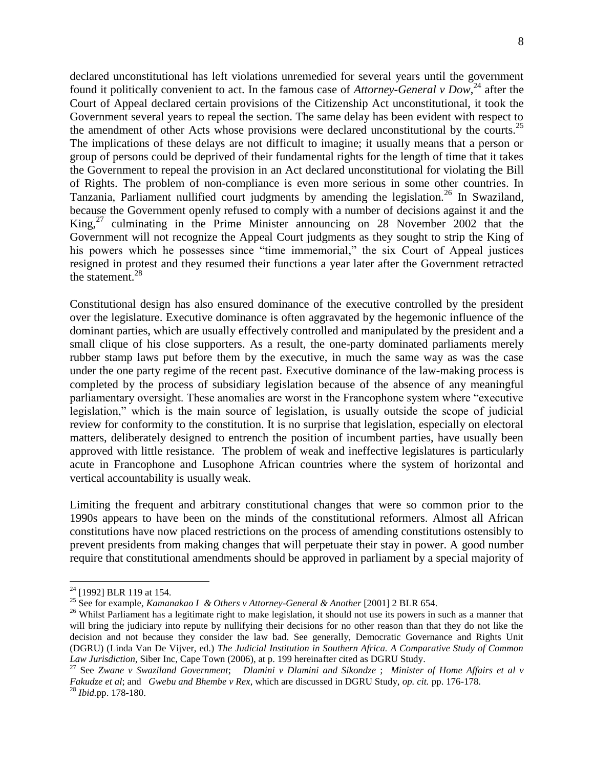declared unconstitutional has left violations unremedied for several years until the government found it politically convenient to act. In the famous case of *Attorney-General v Dow*,[24] after the Court of Appeal declared certain provisions of the Citizenship Act unconstitutional, it took the Government several years to repeal the section. The same delay has been evident with respect to the amendment of other Acts whose provisions were declared unconstitutional by the courts.[25] The implications of these delays are not difficult to imagine; it usually means that a person or group of persons could be deprived of their fundamental rights for the length of time that it takes the Government to repeal the provision in an Act declared unconstitutional for violating the Bill of Rights. The problem of non-compliance is even more serious in some other countries. In Tanzania, Parliament nullified court judgments by amending the legislation.[26] In Swaziland, because the Government openly refused to comply with a number of decisions against it and the King,[27] culminating in the Prime Minister announcing on 28 November 2002 that the Government will not recognize the Appeal Court judgments as they sought to strip the King of his powers which he possesses since "time immemorial," the six Court of Appeal justices resigned in protest and they resumed their functions a year later after the Government retracted the statement.[28]

Constitutional design has also ensured dominance of the executive controlled by the president over the legislature. Executive dominance is often aggravated by the hegemonic influence of the dominant parties, which are usually effectively controlled and manipulated by the president and a small clique of his close supporters. As a result, the one-party dominated parliaments merely rubber stamp laws put before them by the executive, in much the same way as was the case under the one party regime of the recent past. Executive dominance of the law-making process is completed by the process of subsidiary legislation because of the absence of any meaningful parliamentary oversight. These anomalies are worst in the Francophone system where "executive legislation," which is the main source of legislation, is usually outside the scope of judicial review for conformity to the constitution. It is no surprise that legislation, especially on electoral matters, deliberately designed to entrench the position of incumbent parties, have usually been approved with little resistance. The problem of weak and ineffective legislatures is particularly acute in Francophone and Lusophone African countries where the system of horizontal and vertical accountability is usually weak.

Limiting the frequent and arbitrary constitutional changes that were so common prior to the 1990s appears to have been on the minds of the constitutional reformers. Almost all African constitutions have now placed restrictions on the process of amending constitutions ostensibly to prevent presidents from making changes that will perpetuate their stay in power. A good number require that constitutional amendments should be approved in parliament by a special majority of

---

[24] [1992] BLR 119 at 154.

[25] See for example, *Kamanakao I & Others v Attorney-General & Another* [2001] 2 BLR 654.

[26] Whilst Parliament has a legitimate right to make legislation, it should not use its powers in such as a manner that will bring the judiciary into repute by nullifying their decisions for no other reason than that they do not like the decision and not because they consider the law bad. See generally, Democratic Governance and Rights Unit (DGRU) (Linda Van De Vijver, ed.) *The Judicial Institution in Southern Africa. A Comparative Study of Common Law Jurisdiction*, Siber Inc, Cape Town (2006), at p. 199 hereinafter cited as DGRU Study.

[27] See *Zwane v Swaziland Government*; *Dlamini v Dlamini and Sikondze* ; *Minister of Home Affairs et al v Fakudze et al*; and *Gwebu and Bhembe v Rex*, which are discussed in DGRU Study, *op. cit.* pp. 176-178.

[28] *Ibid.*pp. 178-180.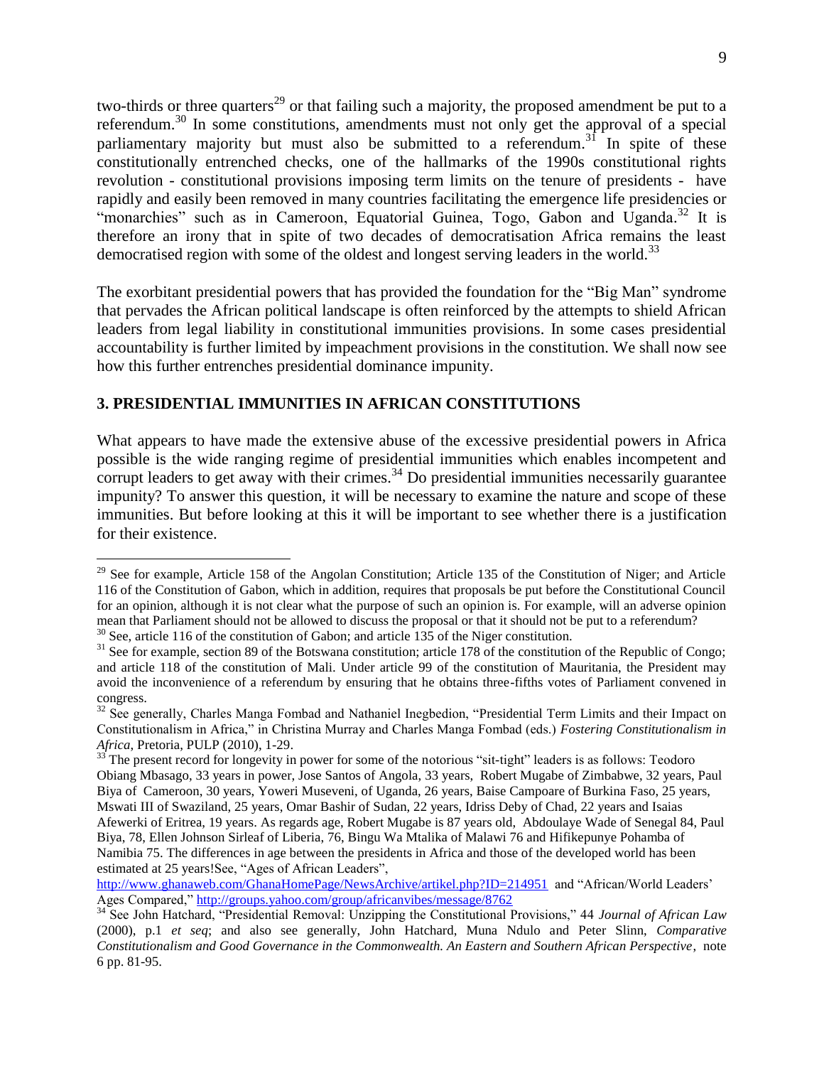two-thirds or three quarters[29] or that failing such a majority, the proposed amendment be put to a referendum.[30] In some constitutions, amendments must not only get the approval of a special parliamentary majority but must also be submitted to a referendum.[31] In spite of these constitutionally entrenched checks, one of the hallmarks of the 1990s constitutional rights revolution - constitutional provisions imposing term limits on the tenure of presidents - have rapidly and easily been removed in many countries facilitating the emergence life presidencies or "monarchies" such as in Cameroon, Equatorial Guinea, Togo, Gabon and Uganda.[32] It is therefore an irony that in spite of two decades of democratisation Africa remains the least democratised region with some of the oldest and longest serving leaders in the world.[33]

The exorbitant presidential powers that has provided the foundation for the "Big Man" syndrome that pervades the African political landscape is often reinforced by the attempts to shield African leaders from legal liability in constitutional immunities provisions. In some cases presidential accountability is further limited by impeachment provisions in the constitution. We shall now see how this further entrenches presidential dominance impunity.

### 3. PRESIDENTIAL IMMUNITIES IN AFRICAN CONSTITUTIONS

What appears to have made the extensive abuse of the excessive presidential powers in Africa possible is the wide ranging regime of presidential immunities which enables incompetent and corrupt leaders to get away with their crimes.[34] Do presidential immunities necessarily guarantee impunity? To answer this question, it will be necessary to examine the nature and scope of these immunities. But before looking at this it will be important to see whether there is a justification for their existence.

---

[29] See for example, Article 158 of the Angolan Constitution; Article 135 of the Constitution of Niger; and Article 116 of the Constitution of Gabon, which in addition, requires that proposals be put before the Constitutional Council for an opinion, although it is not clear what the purpose of such an opinion is. For example, will an adverse opinion mean that Parliament should not be allowed to discuss the proposal or that it should not be put to a referendum?

[30] See, article 116 of the constitution of Gabon; and article 135 of the Niger constitution.

[31] See for example, section 89 of the Botswana constitution; article 178 of the constitution of the Republic of Congo; and article 118 of the constitution of Mali. Under article 99 of the constitution of Mauritania, the President may avoid the inconvenience of a referendum by ensuring that he obtains three-fifths votes of Parliament convened in congress.

[32] See generally, Charles Manga Fombad and Nathaniel Inegbedion, "Presidential Term Limits and their Impact on Constitutionalism in Africa," in Christina Murray and Charles Manga Fombad (eds.) *Fostering Constitutionalism in Africa*, Pretoria, PULP (2010), 1-29.

[33] The present record for longevity in power for some of the notorious "sit-tight" leaders is as follows: Teodoro Obiang Mbasago, 33 years in power, Jose Santos of Angola, 33 years, Robert Mugabe of Zimbabwe, 32 years, Paul Biya of Cameroon, 30 years, Yoweri Museveni, of Uganda, 26 years, Baise Campoare of Burkina Faso, 25 years, Mswati III of Swaziland, 25 years, Omar Bashir of Sudan, 22 years, Idriss Deby of Chad, 22 years and Isaias Afewerki of Eritrea, 19 years. As regards age, Robert Mugabe is 87 years old, Abdoulaye Wade of Senegal 84, Paul Biya, 78, Ellen Johnson Sirleaf of Liberia, 76, Bingu Wa Mtalika of Malawi 76 and Hifikepunye Pohamba of Namibia 75. The differences in age between the presidents in Africa and those of the developed world has been estimated at 25 years!See, "Ages of African Leaders", http://www.ghanaweb.com/GhanaHomePage/NewsArchive/artikel.php?ID=214951 and "African/World Leaders' Ages Compared," http://groups.yahoo.com/group/africanvibes/message/8762

[34] See John Hatchard, "Presidential Removal: Unzipping the Constitutional Provisions," 44 *Journal of African Law* (2000), p.1 *et seq*; and also see generally, John Hatchard, Muna Ndulo and Peter Slinn, *Comparative Constitutionalism and Good Governance in the Commonwealth. An Eastern and Southern African Perspective*, note 6 pp. 81-95.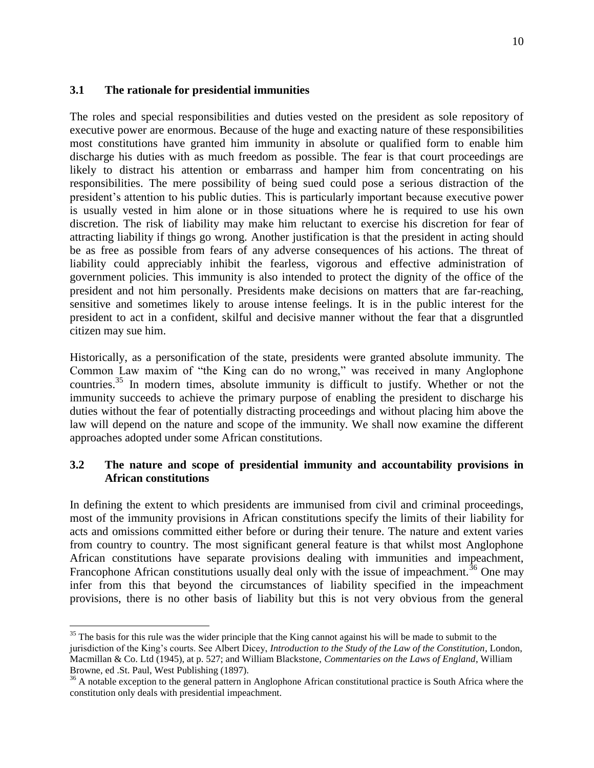### 3.1 The rationale for presidential immunities

The roles and special responsibilities and duties vested on the president as sole repository of executive power are enormous. Because of the huge and exacting nature of these responsibilities most constitutions have granted him immunity in absolute or qualified form to enable him discharge his duties with as much freedom as possible. The fear is that court proceedings are likely to distract his attention or embarrass and hamper him from concentrating on his responsibilities. The mere possibility of being sued could pose a serious distraction of the president's attention to his public duties. This is particularly important because executive power is usually vested in him alone or in those situations where he is required to use his own discretion. The risk of liability may make him reluctant to exercise his discretion for fear of attracting liability if things go wrong. Another justification is that the president in acting should be as free as possible from fears of any adverse consequences of his actions. The threat of liability could appreciably inhibit the fearless, vigorous and effective administration of government policies. This immunity is also intended to protect the dignity of the office of the president and not him personally. Presidents make decisions on matters that are far-reaching, sensitive and sometimes likely to arouse intense feelings. It is in the public interest for the president to act in a confident, skilful and decisive manner without the fear that a disgruntled citizen may sue him.

Historically, as a personification of the state, presidents were granted absolute immunity. The Common Law maxim of "the King can do no wrong," was received in many Anglophone countries.[35] In modern times, absolute immunity is difficult to justify. Whether or not the immunity succeeds to achieve the primary purpose of enabling the president to discharge his duties without the fear of potentially distracting proceedings and without placing him above the law will depend on the nature and scope of the immunity. We shall now examine the different approaches adopted under some African constitutions.

### 3.2 The nature and scope of presidential immunity and accountability provisions in African constitutions

In defining the extent to which presidents are immunised from civil and criminal proceedings, most of the immunity provisions in African constitutions specify the limits of their liability for acts and omissions committed either before or during their tenure. The nature and extent varies from country to country. The most significant general feature is that whilst most Anglophone African constitutions have separate provisions dealing with immunities and impeachment, Francophone African constitutions usually deal only with the issue of impeachment.[36] One may infer from this that beyond the circumstances of liability specified in the impeachment provisions, there is no other basis of liability but this is not very obvious from the general

---

[35] The basis for this rule was the wider principle that the King cannot against his will be made to submit to the jurisdiction of the King's courts. See Albert Dicey, *Introduction to the Study of the Law of the Constitution*, London, Macmillan & Co. Ltd (1945), at p. 527; and William Blackstone, *Commentaries on the Laws of England*, William Browne, ed .St. Paul, West Publishing (1897).

[36] A notable exception to the general pattern in Anglophone African constitutional practice is South Africa where the constitution only deals with presidential impeachment.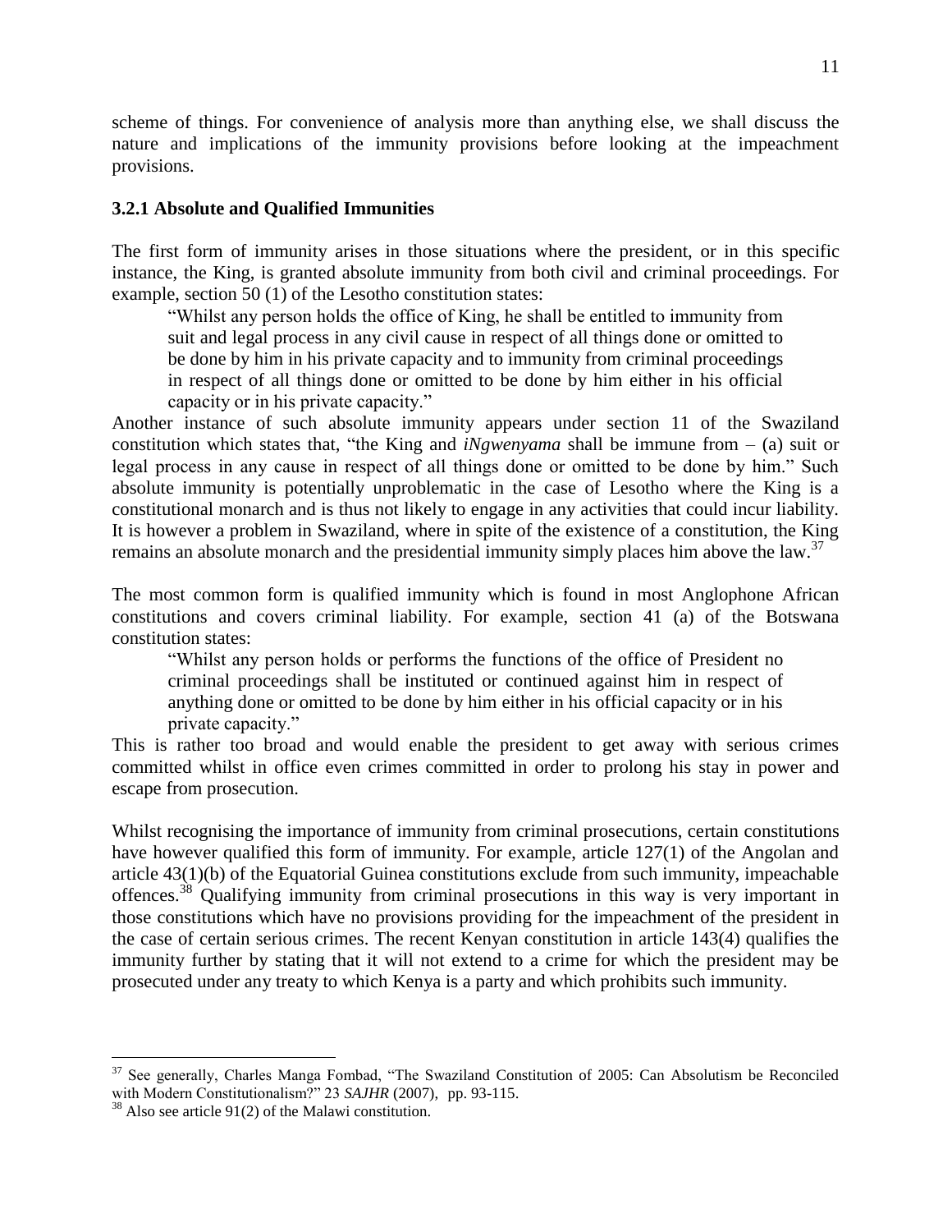scheme of things. For convenience of analysis more than anything else, we shall discuss the nature and implications of the immunity provisions before looking at the impeachment provisions.

### 3.2.1 Absolute and Qualified Immunities

The first form of immunity arises in those situations where the president, or in this specific instance, the King, is granted absolute immunity from both civil and criminal proceedings. For example, section 50 (1) of the Lesotho constitution states:

> "Whilst any person holds the office of King, he shall be entitled to immunity from suit and legal process in any civil cause in respect of all things done or omitted to be done by him in his private capacity and to immunity from criminal proceedings in respect of all things done or omitted to be done by him either in his official capacity or in his private capacity."

Another instance of such absolute immunity appears under section 11 of the Swaziland constitution which states that, "the King and *iNgwenyama* shall be immune from – (a) suit or legal process in any cause in respect of all things done or omitted to be done by him." Such absolute immunity is potentially unproblematic in the case of Lesotho where the King is a constitutional monarch and is thus not likely to engage in any activities that could incur liability. It is however a problem in Swaziland, where in spite of the existence of a constitution, the King remains an absolute monarch and the presidential immunity simply places him above the law.[37]

The most common form is qualified immunity which is found in most Anglophone African constitutions and covers criminal liability. For example, section 41 (a) of the Botswana constitution states:

> "Whilst any person holds or performs the functions of the office of President no criminal proceedings shall be instituted or continued against him in respect of anything done or omitted to be done by him either in his official capacity or in his private capacity."

This is rather too broad and would enable the president to get away with serious crimes committed whilst in office even crimes committed in order to prolong his stay in power and escape from prosecution.

Whilst recognising the importance of immunity from criminal prosecutions, certain constitutions have however qualified this form of immunity. For example, article 127(1) of the Angolan and article 43(1)(b) of the Equatorial Guinea constitutions exclude from such immunity, impeachable offences.[38] Qualifying immunity from criminal prosecutions in this way is very important in those constitutions which have no provisions providing for the impeachment of the president in the case of certain serious crimes. The recent Kenyan constitution in article 143(4) qualifies the immunity further by stating that it will not extend to a crime for which the president may be prosecuted under any treaty to which Kenya is a party and which prohibits such immunity.

---

[37] See generally, Charles Manga Fombad, "The Swaziland Constitution of 2005: Can Absolutism be Reconciled with Modern Constitutionalism?" 23 *SAJHR* (2007), pp. 93-115.

[38] Also see article 91(2) of the Malawi constitution.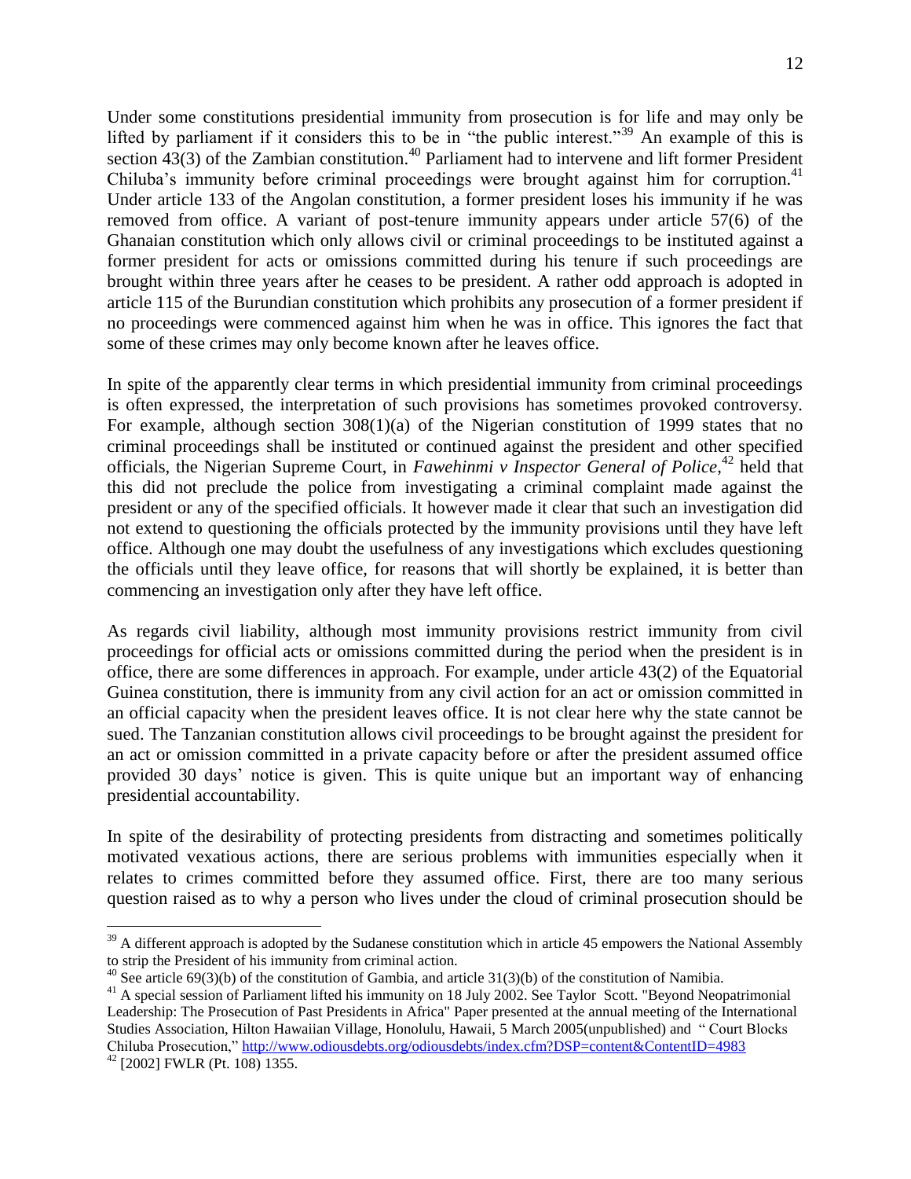Under some constitutions presidential immunity from prosecution is for life and may only be lifted by parliament if it considers this to be in "the public interest."[39] An example of this is section 43(3) of the Zambian constitution.[40] Parliament had to intervene and lift former President Chiluba's immunity before criminal proceedings were brought against him for corruption.[41] Under article 133 of the Angolan constitution, a former president loses his immunity if he was removed from office. A variant of post-tenure immunity appears under article 57(6) of the Ghanaian constitution which only allows civil or criminal proceedings to be instituted against a former president for acts or omissions committed during his tenure if such proceedings are brought within three years after he ceases to be president. A rather odd approach is adopted in article 115 of the Burundian constitution which prohibits any prosecution of a former president if no proceedings were commenced against him when he was in office. This ignores the fact that some of these crimes may only become known after he leaves office.

In spite of the apparently clear terms in which presidential immunity from criminal proceedings is often expressed, the interpretation of such provisions has sometimes provoked controversy. For example, although section 308(1)(a) of the Nigerian constitution of 1999 states that no criminal proceedings shall be instituted or continued against the president and other specified officials, the Nigerian Supreme Court, in *Fawehinmi v Inspector General of Police*,[42] held that this did not preclude the police from investigating a criminal complaint made against the president or any of the specified officials. It however made it clear that such an investigation did not extend to questioning the officials protected by the immunity provisions until they have left office. Although one may doubt the usefulness of any investigations which excludes questioning the officials until they leave office, for reasons that will shortly be explained, it is better than commencing an investigation only after they have left office.

As regards civil liability, although most immunity provisions restrict immunity from civil proceedings for official acts or omissions committed during the period when the president is in office, there are some differences in approach. For example, under article 43(2) of the Equatorial Guinea constitution, there is immunity from any civil action for an act or omission committed in an official capacity when the president leaves office. It is not clear here why the state cannot be sued. The Tanzanian constitution allows civil proceedings to be brought against the president for an act or omission committed in a private capacity before or after the president assumed office provided 30 days' notice is given. This is quite unique but an important way of enhancing presidential accountability.

In spite of the desirability of protecting presidents from distracting and sometimes politically motivated vexatious actions, there are serious problems with immunities especially when it relates to crimes committed before they assumed office. First, there are too many serious question raised as to why a person who lives under the cloud of criminal prosecution should be

---

[39] A different approach is adopted by the Sudanese constitution which in article 45 empowers the National Assembly to strip the President of his immunity from criminal action.

[40] See article 69(3)(b) of the constitution of Gambia, and article 31(3)(b) of the constitution of Namibia.

[41] A special session of Parliament lifted his immunity on 18 July 2002. See Taylor Scott. "Beyond Neopatrimonial Leadership: The Prosecution of Past Presidents in Africa" Paper presented at the annual meeting of the International Studies Association, Hilton Hawaiian Village, Honolulu, Hawaii, 5 March 2005(unpublished) and " Court Blocks Chiluba Prosecution," http://www.odiousdebts.org/odiousdebts/index.cfm?DSP=content&ContentID=4983

[42] [2002] FWLR (Pt. 108) 1355.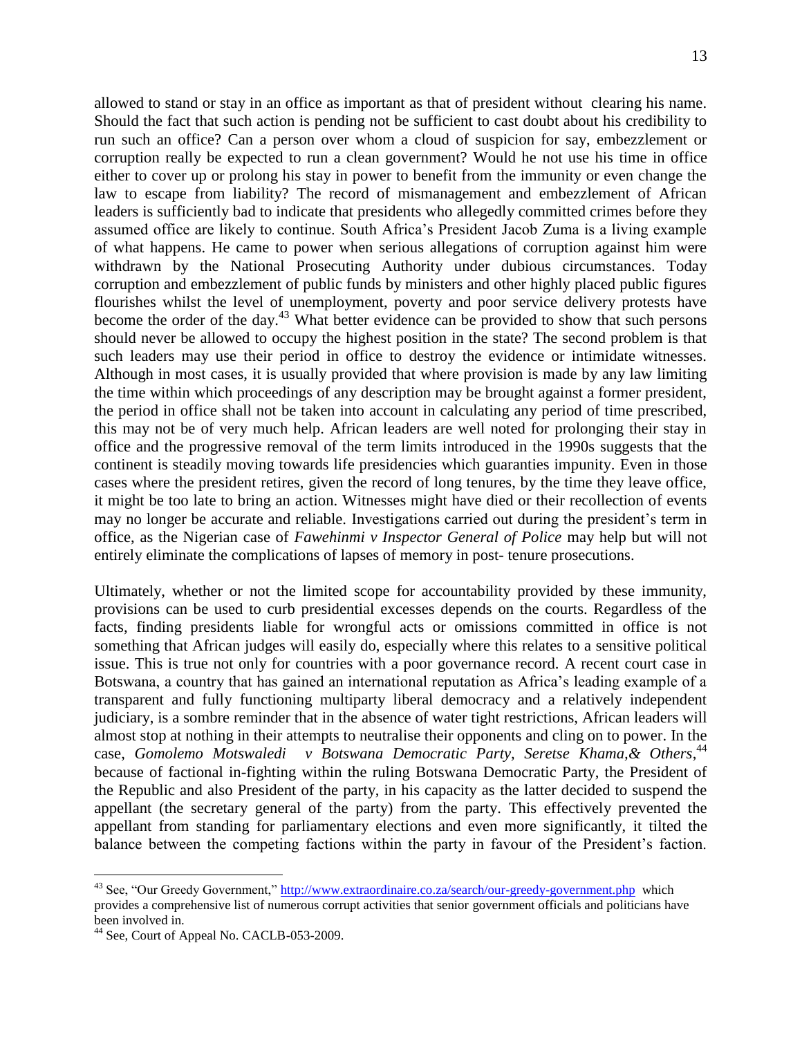allowed to stand or stay in an office as important as that of president without clearing his name. Should the fact that such action is pending not be sufficient to cast doubt about his credibility to run such an office? Can a person over whom a cloud of suspicion for say, embezzlement or corruption really be expected to run a clean government? Would he not use his time in office either to cover up or prolong his stay in power to benefit from the immunity or even change the law to escape from liability? The record of mismanagement and embezzlement of African leaders is sufficiently bad to indicate that presidents who allegedly committed crimes before they assumed office are likely to continue. South Africa's President Jacob Zuma is a living example of what happens. He came to power when serious allegations of corruption against him were withdrawn by the National Prosecuting Authority under dubious circumstances. Today corruption and embezzlement of public funds by ministers and other highly placed public figures flourishes whilst the level of unemployment, poverty and poor service delivery protests have become the order of the day.[43] What better evidence can be provided to show that such persons should never be allowed to occupy the highest position in the state? The second problem is that such leaders may use their period in office to destroy the evidence or intimidate witnesses. Although in most cases, it is usually provided that where provision is made by any law limiting the time within which proceedings of any description may be brought against a former president, the period in office shall not be taken into account in calculating any period of time prescribed, this may not be of very much help. African leaders are well noted for prolonging their stay in office and the progressive removal of the term limits introduced in the 1990s suggests that the continent is steadily moving towards life presidencies which guaranties impunity. Even in those cases where the president retires, given the record of long tenures, by the time they leave office, it might be too late to bring an action. Witnesses might have died or their recollection of events may no longer be accurate and reliable. Investigations carried out during the president's term in office, as the Nigerian case of *Fawehinmi v Inspector General of Police* may help but will not entirely eliminate the complications of lapses of memory in post- tenure prosecutions.

Ultimately, whether or not the limited scope for accountability provided by these immunity, provisions can be used to curb presidential excesses depends on the courts. Regardless of the facts, finding presidents liable for wrongful acts or omissions committed in office is not something that African judges will easily do, especially where this relates to a sensitive political issue. This is true not only for countries with a poor governance record. A recent court case in Botswana, a country that has gained an international reputation as Africa's leading example of a transparent and fully functioning multiparty liberal democracy and a relatively independent judiciary, is a sombre reminder that in the absence of water tight restrictions, African leaders will almost stop at nothing in their attempts to neutralise their opponents and cling on to power. In the case, *Gomolemo Motswaledi v Botswana Democratic Party, Seretse Khama,& Others*,[44] because of factional in-fighting within the ruling Botswana Democratic Party, the President of the Republic and also President of the party, in his capacity as the latter decided to suspend the appellant (the secretary general of the party) from the party. This effectively prevented the appellant from standing for parliamentary elections and even more significantly, it tilted the balance between the competing factions within the party in favour of the President's faction.

---

[43] See, "Our Greedy Government," http://www.extraordinaire.co.za/search/our-greedy-government.php which provides a comprehensive list of numerous corrupt activities that senior government officials and politicians have been involved in.

[44] See, Court of Appeal No. CACLB-053-2009.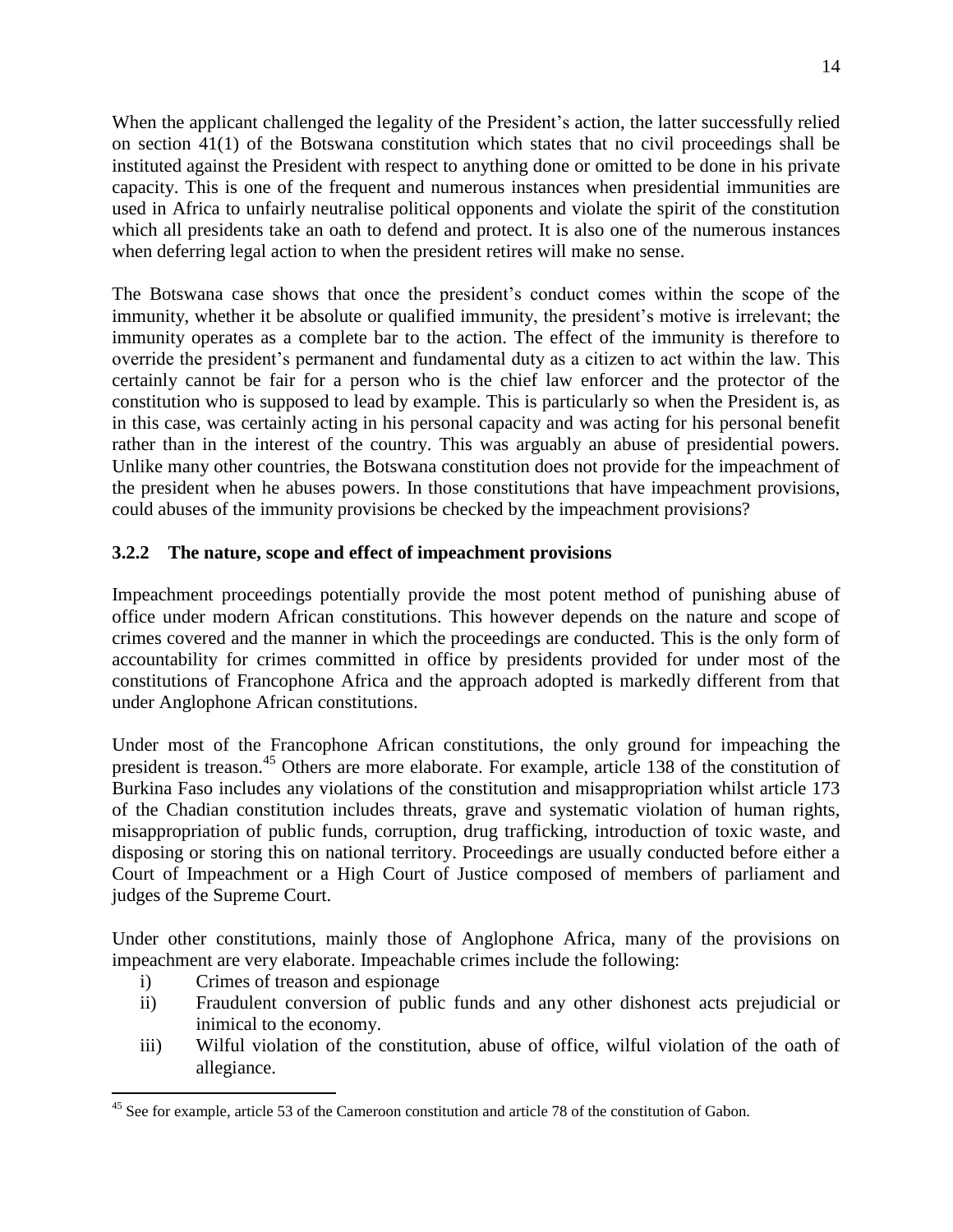When the applicant challenged the legality of the President's action, the latter successfully relied on section 41(1) of the Botswana constitution which states that no civil proceedings shall be instituted against the President with respect to anything done or omitted to be done in his private capacity. This is one of the frequent and numerous instances when presidential immunities are used in Africa to unfairly neutralise political opponents and violate the spirit of the constitution which all presidents take an oath to defend and protect. It is also one of the numerous instances when deferring legal action to when the president retires will make no sense.

The Botswana case shows that once the president's conduct comes within the scope of the immunity, whether it be absolute or qualified immunity, the president's motive is irrelevant; the immunity operates as a complete bar to the action. The effect of the immunity is therefore to override the president's permanent and fundamental duty as a citizen to act within the law. This certainly cannot be fair for a person who is the chief law enforcer and the protector of the constitution who is supposed to lead by example. This is particularly so when the President is, as in this case, was certainly acting in his personal capacity and was acting for his personal benefit rather than in the interest of the country. This was arguably an abuse of presidential powers. Unlike many other countries, the Botswana constitution does not provide for the impeachment of the president when he abuses powers. In those constitutions that have impeachment provisions, could abuses of the immunity provisions be checked by the impeachment provisions?

### 3.2.2 The nature, scope and effect of impeachment provisions

Impeachment proceedings potentially provide the most potent method of punishing abuse of office under modern African constitutions. This however depends on the nature and scope of crimes covered and the manner in which the proceedings are conducted. This is the only form of accountability for crimes committed in office by presidents provided for under most of the constitutions of Francophone Africa and the approach adopted is markedly different from that under Anglophone African constitutions.

Under most of the Francophone African constitutions, the only ground for impeaching the president is treason.[45] Others are more elaborate. For example, article 138 of the constitution of Burkina Faso includes any violations of the constitution and misappropriation whilst article 173 of the Chadian constitution includes threats, grave and systematic violation of human rights, misappropriation of public funds, corruption, drug trafficking, introduction of toxic waste, and disposing or storing this on national territory. Proceedings are usually conducted before either a Court of Impeachment or a High Court of Justice composed of members of parliament and judges of the Supreme Court.

Under other constitutions, mainly those of Anglophone Africa, many of the provisions on impeachment are very elaborate. Impeachable crimes include the following:

i) Crimes of treason and espionage
ii) Fraudulent conversion of public funds and any other dishonest acts prejudicial or inimical to the economy.
iii) Wilful violation of the constitution, abuse of office, wilful violation of the oath of allegiance.

[45] See for example, article 53 of the Cameroon constitution and article 78 of the constitution of Gabon.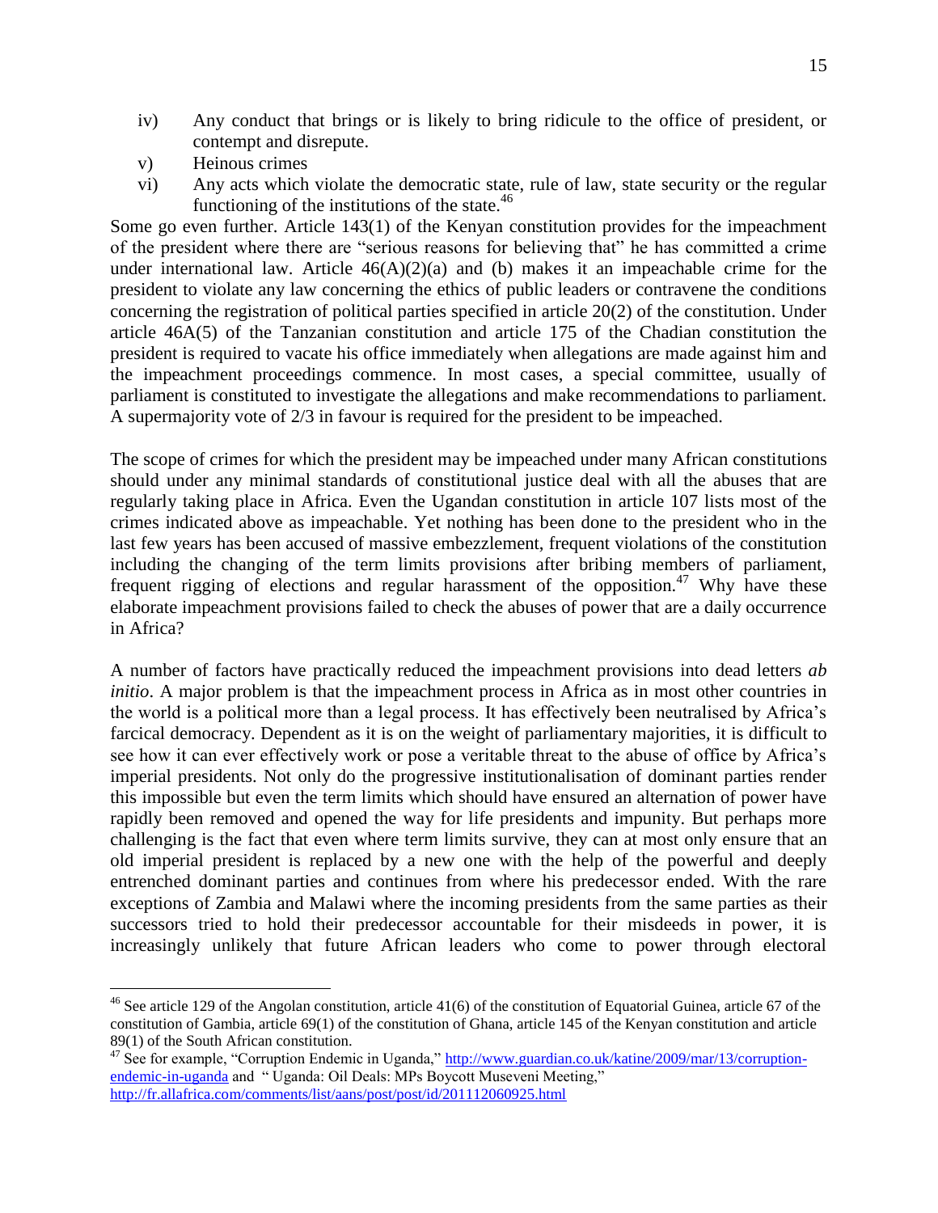iv) Any conduct that brings or is likely to bring ridicule to the office of president, or contempt and disrepute.

v) Heinous crimes

vi) Any acts which violate the democratic state, rule of law, state security or the regular functioning of the institutions of the state.[46]

Some go even further. Article 143(1) of the Kenyan constitution provides for the impeachment of the president where there are "serious reasons for believing that" he has committed a crime under international law. Article 46(A)(2)(a) and (b) makes it an impeachable crime for the president to violate any law concerning the ethics of public leaders or contravene the conditions concerning the registration of political parties specified in article 20(2) of the constitution. Under article 46A(5) of the Tanzanian constitution and article 175 of the Chadian constitution the president is required to vacate his office immediately when allegations are made against him and the impeachment proceedings commence. In most cases, a special committee, usually of parliament is constituted to investigate the allegations and make recommendations to parliament. A supermajority vote of 2/3 in favour is required for the president to be impeached.

The scope of crimes for which the president may be impeached under many African constitutions should under any minimal standards of constitutional justice deal with all the abuses that are regularly taking place in Africa. Even the Ugandan constitution in article 107 lists most of the crimes indicated above as impeachable. Yet nothing has been done to the president who in the last few years has been accused of massive embezzlement, frequent violations of the constitution including the changing of the term limits provisions after bribing members of parliament, frequent rigging of elections and regular harassment of the opposition.[47] Why have these elaborate impeachment provisions failed to check the abuses of power that are a daily occurrence in Africa?

A number of factors have practically reduced the impeachment provisions into dead letters *ab initio*. A major problem is that the impeachment process in Africa as in most other countries in the world is a political more than a legal process. It has effectively been neutralised by Africa's farcical democracy. Dependent as it is on the weight of parliamentary majorities, it is difficult to see how it can ever effectively work or pose a veritable threat to the abuse of office by Africa's imperial presidents. Not only do the progressive institutionalisation of dominant parties render this impossible but even the term limits which should have ensured an alternation of power have rapidly been removed and opened the way for life presidents and impunity. But perhaps more challenging is the fact that even where term limits survive, they can at most only ensure that an old imperial president is replaced by a new one with the help of the powerful and deeply entrenched dominant parties and continues from where his predecessor ended. With the rare exceptions of Zambia and Malawi where the incoming presidents from the same parties as their successors tried to hold their predecessor accountable for their misdeeds in power, it is increasingly unlikely that future African leaders who come to power through electoral

---

[46] See article 129 of the Angolan constitution, article 41(6) of the constitution of Equatorial Guinea, article 67 of the constitution of Gambia, article 69(1) of the constitution of Ghana, article 145 of the Kenyan constitution and article 89(1) of the South African constitution.

[47] See for example, "Corruption Endemic in Uganda," http://www.guardian.co.uk/katine/2009/mar/13/corruption-endemic-in-uganda and " Uganda: Oil Deals: MPs Boycott Museveni Meeting," http://fr.allafrica.com/comments/list/aans/post/post/id/201112060925.html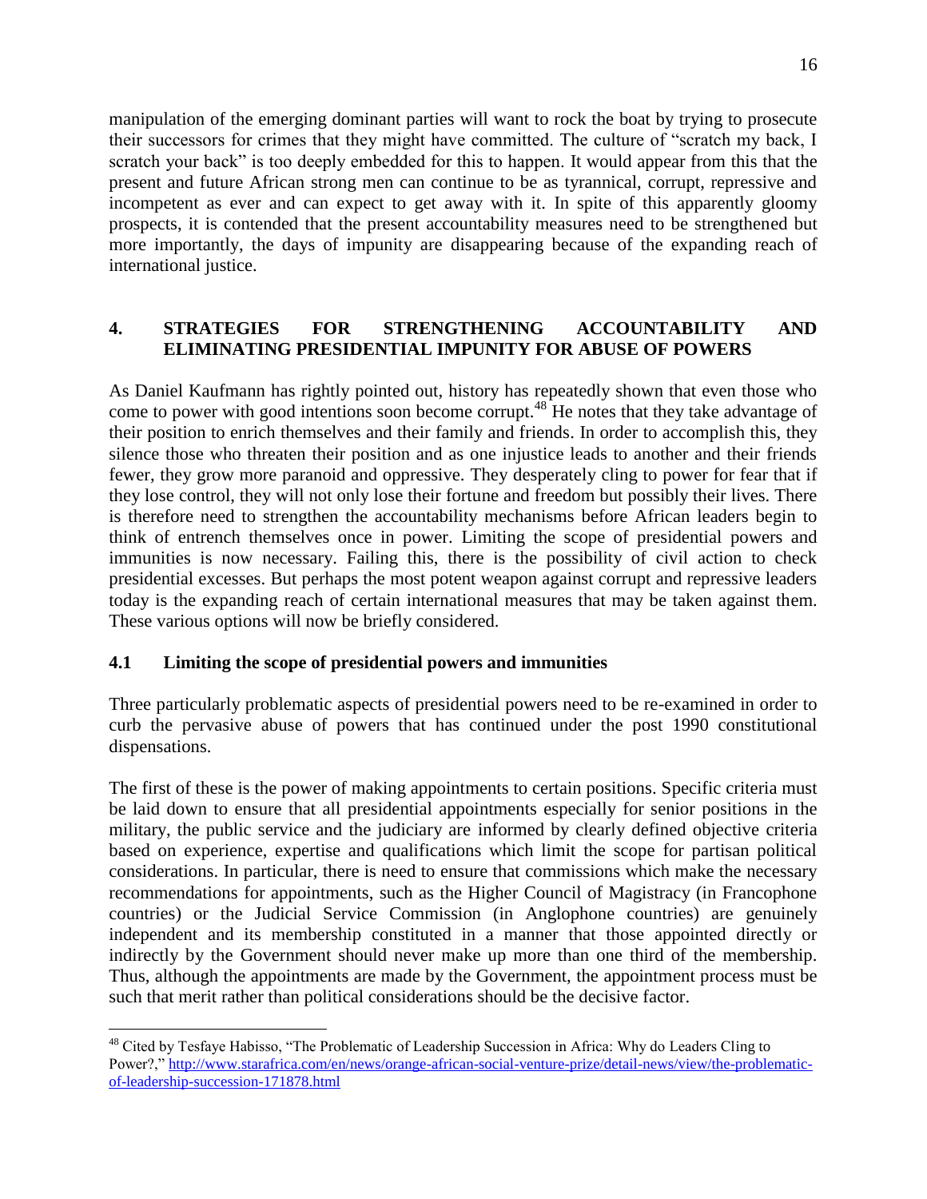manipulation of the emerging dominant parties will want to rock the boat by trying to prosecute their successors for crimes that they might have committed. The culture of "scratch my back, I scratch your back" is too deeply embedded for this to happen. It would appear from this that the present and future African strong men can continue to be as tyrannical, corrupt, repressive and incompetent as ever and can expect to get away with it. In spite of this apparently gloomy prospects, it is contended that the present accountability measures need to be strengthened but more importantly, the days of impunity are disappearing because of the expanding reach of international justice.

## 4. STRATEGIES FOR STRENGTHENING ACCOUNTABILITY AND ELIMINATING PRESIDENTIAL IMPUNITY FOR ABUSE OF POWERS

As Daniel Kaufmann has rightly pointed out, history has repeatedly shown that even those who come to power with good intentions soon become corrupt.[48] He notes that they take advantage of their position to enrich themselves and their family and friends. In order to accomplish this, they silence those who threaten their position and as one injustice leads to another and their friends fewer, they grow more paranoid and oppressive. They desperately cling to power for fear that if they lose control, they will not only lose their fortune and freedom but possibly their lives. There is therefore need to strengthen the accountability mechanisms before African leaders begin to think of entrench themselves once in power. Limiting the scope of presidential powers and immunities is now necessary. Failing this, there is the possibility of civil action to check presidential excesses. But perhaps the most potent weapon against corrupt and repressive leaders today is the expanding reach of certain international measures that may be taken against them. These various options will now be briefly considered.

### 4.1 Limiting the scope of presidential powers and immunities

Three particularly problematic aspects of presidential powers need to be re-examined in order to curb the pervasive abuse of powers that has continued under the post 1990 constitutional dispensations.

The first of these is the power of making appointments to certain positions. Specific criteria must be laid down to ensure that all presidential appointments especially for senior positions in the military, the public service and the judiciary are informed by clearly defined objective criteria based on experience, expertise and qualifications which limit the scope for partisan political considerations. In particular, there is need to ensure that commissions which make the necessary recommendations for appointments, such as the Higher Council of Magistracy (in Francophone countries) or the Judicial Service Commission (in Anglophone countries) are genuinely independent and its membership constituted in a manner that those appointed directly or indirectly by the Government should never make up more than one third of the membership. Thus, although the appointments are made by the Government, the appointment process must be such that merit rather than political considerations should be the decisive factor.

---

[48] Cited by Tesfaye Habisso, "The Problematic of Leadership Succession in Africa: Why do Leaders Cling to Power?," http://www.starafrica.com/en/news/orange-african-social-venture-prize/detail-news/view/the-problematic-of-leadership-succession-171878.html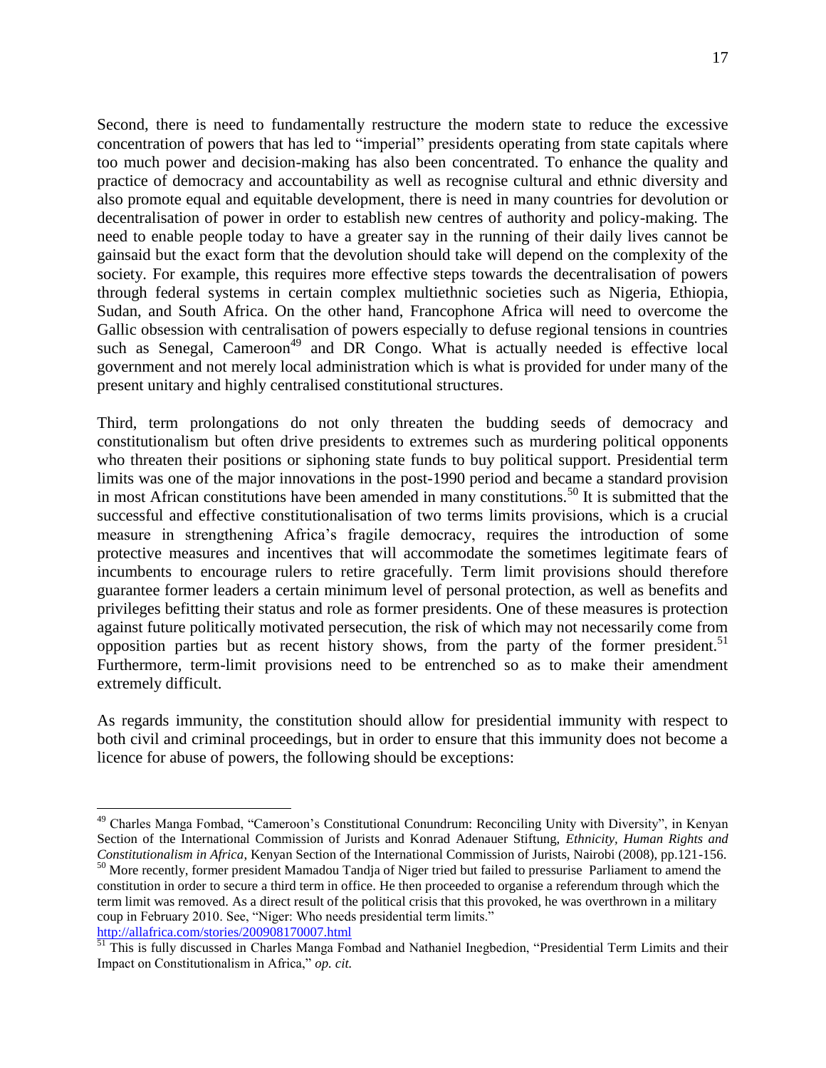Second, there is need to fundamentally restructure the modern state to reduce the excessive concentration of powers that has led to "imperial" presidents operating from state capitals where too much power and decision-making has also been concentrated. To enhance the quality and practice of democracy and accountability as well as recognise cultural and ethnic diversity and also promote equal and equitable development, there is need in many countries for devolution or decentralisation of power in order to establish new centres of authority and policy-making. The need to enable people today to have a greater say in the running of their daily lives cannot be gainsaid but the exact form that the devolution should take will depend on the complexity of the society. For example, this requires more effective steps towards the decentralisation of powers through federal systems in certain complex multiethnic societies such as Nigeria, Ethiopia, Sudan, and South Africa. On the other hand, Francophone Africa will need to overcome the Gallic obsession with centralisation of powers especially to defuse regional tensions in countries such as Senegal, Cameroon[49] and DR Congo. What is actually needed is effective local government and not merely local administration which is what is provided for under many of the present unitary and highly centralised constitutional structures.

Third, term prolongations do not only threaten the budding seeds of democracy and constitutionalism but often drive presidents to extremes such as murdering political opponents who threaten their positions or siphoning state funds to buy political support. Presidential term limits was one of the major innovations in the post-1990 period and became a standard provision in most African constitutions have been amended in many constitutions.[50] It is submitted that the successful and effective constitutionalisation of two terms limits provisions, which is a crucial measure in strengthening Africa's fragile democracy, requires the introduction of some protective measures and incentives that will accommodate the sometimes legitimate fears of incumbents to encourage rulers to retire gracefully. Term limit provisions should therefore guarantee former leaders a certain minimum level of personal protection, as well as benefits and privileges befitting their status and role as former presidents. One of these measures is protection against future politically motivated persecution, the risk of which may not necessarily come from opposition parties but as recent history shows, from the party of the former president.[51] Furthermore, term-limit provisions need to be entrenched so as to make their amendment extremely difficult.

As regards immunity, the constitution should allow for presidential immunity with respect to both civil and criminal proceedings, but in order to ensure that this immunity does not become a licence for abuse of powers, the following should be exceptions:

---

[49] Charles Manga Fombad, "Cameroon's Constitutional Conundrum: Reconciling Unity with Diversity", in Kenyan Section of the International Commission of Jurists and Konrad Adenauer Stiftung, *Ethnicity, Human Rights and Constitutionalism in Africa*, Kenyan Section of the International Commission of Jurists, Nairobi (2008), pp.121-156.

[50] More recently, former president Mamadou Tandja of Niger tried but failed to pressurise Parliament to amend the constitution in order to secure a third term in office. He then proceeded to organise a referendum through which the term limit was removed. As a direct result of the political crisis that this provoked, he was overthrown in a military coup in February 2010. See, "Niger: Who needs presidential term limits." http://allafrica.com/stories/200908170007.html

[51] This is fully discussed in Charles Manga Fombad and Nathaniel Inegbedion, "Presidential Term Limits and their Impact on Constitutionalism in Africa," *op. cit.*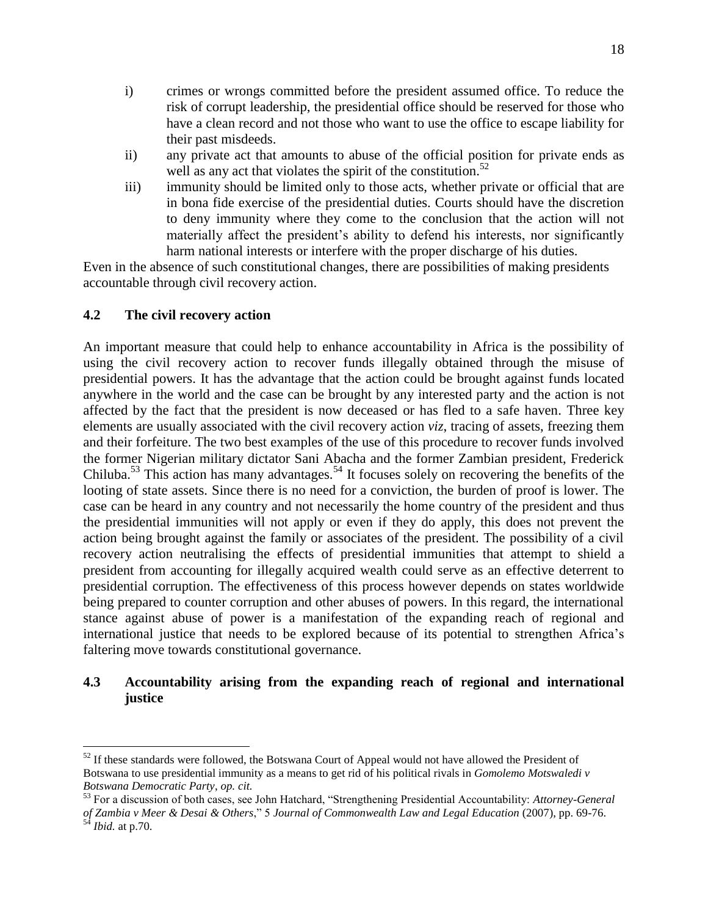i) crimes or wrongs committed before the president assumed office. To reduce the risk of corrupt leadership, the presidential office should be reserved for those who have a clean record and not those who want to use the office to escape liability for their past misdeeds.

ii) any private act that amounts to abuse of the official position for private ends as well as any act that violates the spirit of the constitution.[52]

iii) immunity should be limited only to those acts, whether private or official that are in bona fide exercise of the presidential duties. Courts should have the discretion to deny immunity where they come to the conclusion that the action will not materially affect the president's ability to defend his interests, nor significantly harm national interests or interfere with the proper discharge of his duties.

Even in the absence of such constitutional changes, there are possibilities of making presidents accountable through civil recovery action.

### 4.2 The civil recovery action

An important measure that could help to enhance accountability in Africa is the possibility of using the civil recovery action to recover funds illegally obtained through the misuse of presidential powers. It has the advantage that the action could be brought against funds located anywhere in the world and the case can be brought by any interested party and the action is not affected by the fact that the president is now deceased or has fled to a safe haven. Three key elements are usually associated with the civil recovery action *viz*, tracing of assets, freezing them and their forfeiture. The two best examples of the use of this procedure to recover funds involved the former Nigerian military dictator Sani Abacha and the former Zambian president, Frederick Chiluba.[53] This action has many advantages.[54] It focuses solely on recovering the benefits of the looting of state assets. Since there is no need for a conviction, the burden of proof is lower. The case can be heard in any country and not necessarily the home country of the president and thus the presidential immunities will not apply or even if they do apply, this does not prevent the action being brought against the family or associates of the president. The possibility of a civil recovery action neutralising the effects of presidential immunities that attempt to shield a president from accounting for illegally acquired wealth could serve as an effective deterrent to presidential corruption. The effectiveness of this process however depends on states worldwide being prepared to counter corruption and other abuses of powers. In this regard, the international stance against abuse of power is a manifestation of the expanding reach of regional and international justice that needs to be explored because of its potential to strengthen Africa's faltering move towards constitutional governance.

### 4.3 Accountability arising from the expanding reach of regional and international justice

---

[52] If these standards were followed, the Botswana Court of Appeal would not have allowed the President of Botswana to use presidential immunity as a means to get rid of his political rivals in *Gomolemo Motswaledi v Botswana Democratic Party*, *op. cit.*

[53] For a discussion of both cases, see John Hatchard, "Strengthening Presidential Accountability: *Attorney-General of Zambia v Meer & Desai & Others*," 5 *Journal of Commonwealth Law and Legal Education* (2007), pp. 69-76.

[54] *Ibid.* at p.70.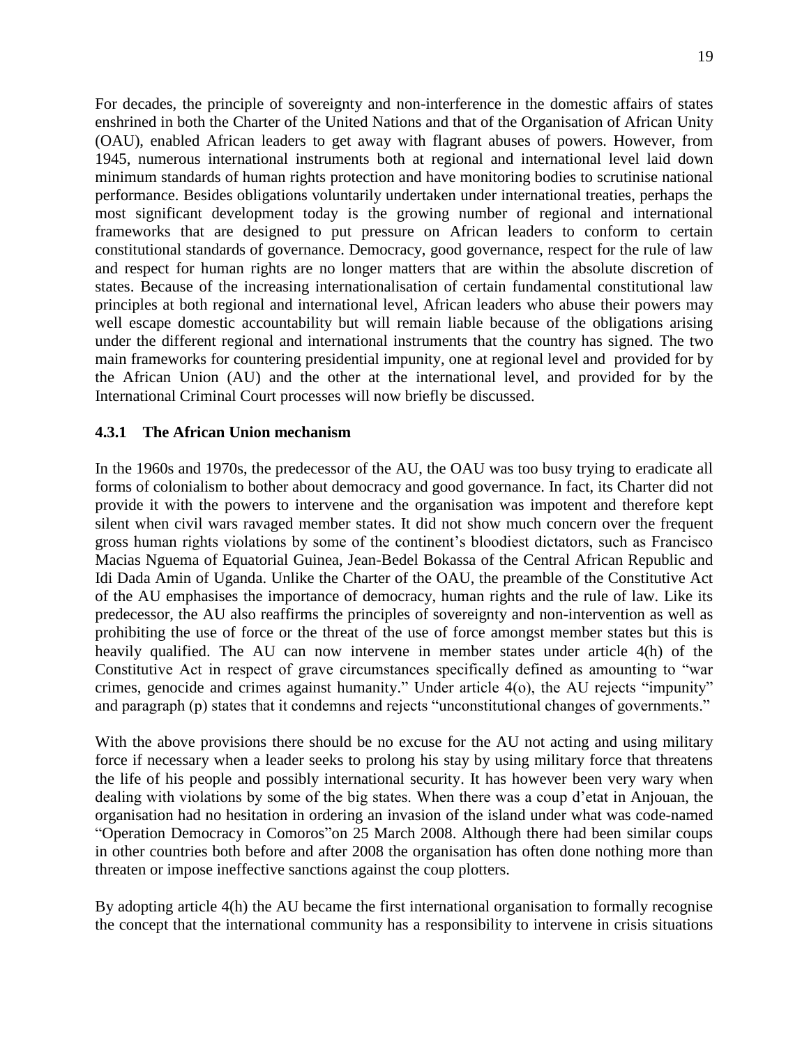For decades, the principle of sovereignty and non-interference in the domestic affairs of states enshrined in both the Charter of the United Nations and that of the Organisation of African Unity (OAU), enabled African leaders to get away with flagrant abuses of powers. However, from 1945, numerous international instruments both at regional and international level laid down minimum standards of human rights protection and have monitoring bodies to scrutinise national performance. Besides obligations voluntarily undertaken under international treaties, perhaps the most significant development today is the growing number of regional and international frameworks that are designed to put pressure on African leaders to conform to certain constitutional standards of governance. Democracy, good governance, respect for the rule of law and respect for human rights are no longer matters that are within the absolute discretion of states. Because of the increasing internationalisation of certain fundamental constitutional law principles at both regional and international level, African leaders who abuse their powers may well escape domestic accountability but will remain liable because of the obligations arising under the different regional and international instruments that the country has signed. The two main frameworks for countering presidential impunity, one at regional level and provided for by the African Union (AU) and the other at the international level, and provided for by the International Criminal Court processes will now briefly be discussed.

### 4.3.1 The African Union mechanism

In the 1960s and 1970s, the predecessor of the AU, the OAU was too busy trying to eradicate all forms of colonialism to bother about democracy and good governance. In fact, its Charter did not provide it with the powers to intervene and the organisation was impotent and therefore kept silent when civil wars ravaged member states. It did not show much concern over the frequent gross human rights violations by some of the continent's bloodiest dictators, such as Francisco Macias Nguema of Equatorial Guinea, Jean-Bedel Bokassa of the Central African Republic and Idi Dada Amin of Uganda. Unlike the Charter of the OAU, the preamble of the Constitutive Act of the AU emphasises the importance of democracy, human rights and the rule of law. Like its predecessor, the AU also reaffirms the principles of sovereignty and non-intervention as well as prohibiting the use of force or the threat of the use of force amongst member states but this is heavily qualified. The AU can now intervene in member states under article 4(h) of the Constitutive Act in respect of grave circumstances specifically defined as amounting to "war crimes, genocide and crimes against humanity." Under article 4(o), the AU rejects "impunity" and paragraph (p) states that it condemns and rejects "unconstitutional changes of governments."

With the above provisions there should be no excuse for the AU not acting and using military force if necessary when a leader seeks to prolong his stay by using military force that threatens the life of his people and possibly international security. It has however been very wary when dealing with violations by some of the big states. When there was a coup d'etat in Anjouan, the organisation had no hesitation in ordering an invasion of the island under what was code-named "Operation Democracy in Comoros"on 25 March 2008. Although there had been similar coups in other countries both before and after 2008 the organisation has often done nothing more than threaten or impose ineffective sanctions against the coup plotters.

By adopting article 4(h) the AU became the first international organisation to formally recognise the concept that the international community has a responsibility to intervene in crisis situations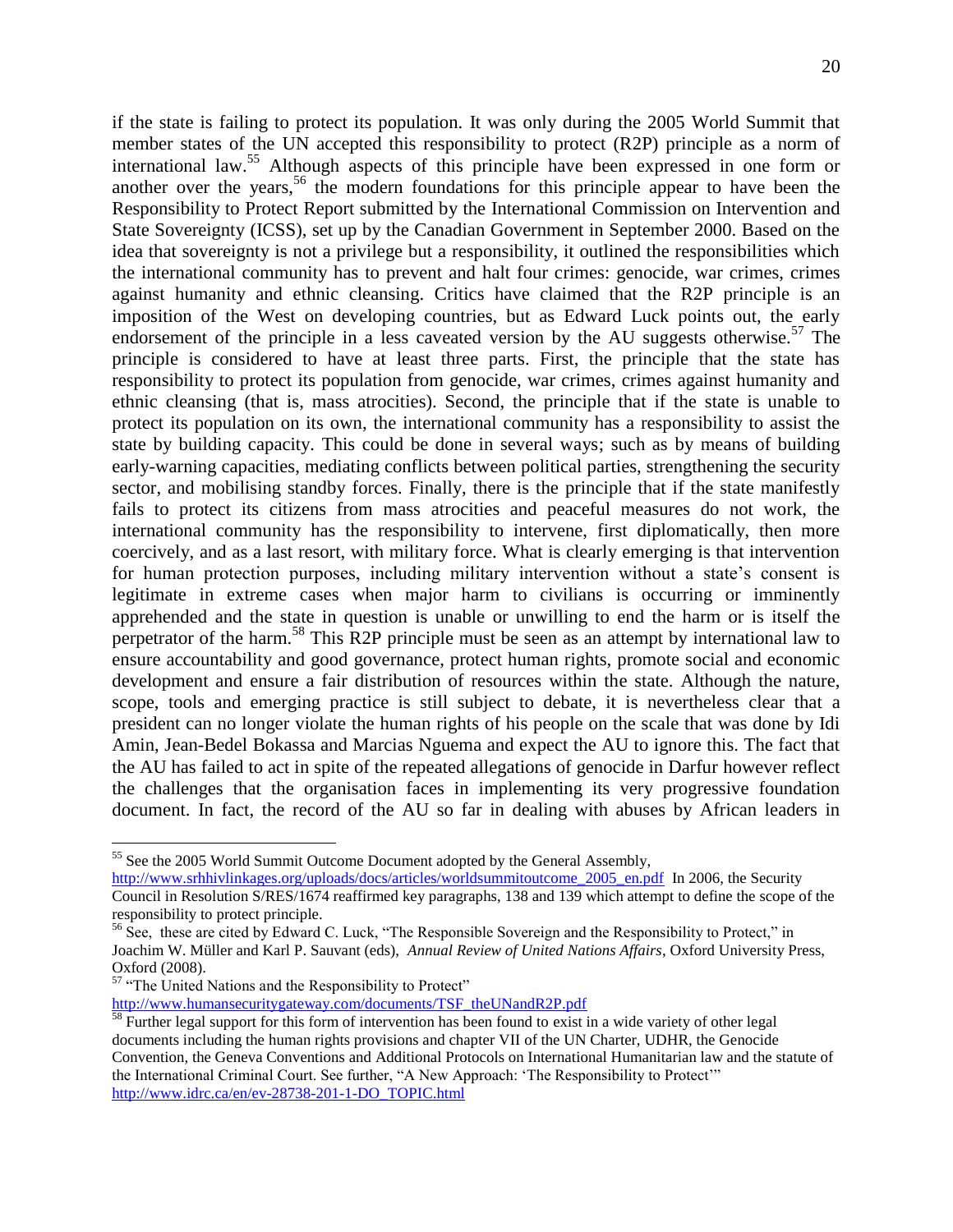if the state is failing to protect its population. It was only during the 2005 World Summit that member states of the UN accepted this responsibility to protect (R2P) principle as a norm of international law.[55] Although aspects of this principle have been expressed in one form or another over the years,[56] the modern foundations for this principle appear to have been the Responsibility to Protect Report submitted by the International Commission on Intervention and State Sovereignty (ICSS), set up by the Canadian Government in September 2000. Based on the idea that sovereignty is not a privilege but a responsibility, it outlined the responsibilities which the international community has to prevent and halt four crimes: genocide, war crimes, crimes against humanity and ethnic cleansing. Critics have claimed that the R2P principle is an imposition of the West on developing countries, but as Edward Luck points out, the early endorsement of the principle in a less caveated version by the AU suggests otherwise.[57] The principle is considered to have at least three parts. First, the principle that the state has responsibility to protect its population from genocide, war crimes, crimes against humanity and ethnic cleansing (that is, mass atrocities). Second, the principle that if the state is unable to protect its population on its own, the international community has a responsibility to assist the state by building capacity. This could be done in several ways; such as by means of building early-warning capacities, mediating conflicts between political parties, strengthening the security sector, and mobilising standby forces. Finally, there is the principle that if the state manifestly fails to protect its citizens from mass atrocities and peaceful measures do not work, the international community has the responsibility to intervene, first diplomatically, then more coercively, and as a last resort, with military force. What is clearly emerging is that intervention for human protection purposes, including military intervention without a state's consent is legitimate in extreme cases when major harm to civilians is occurring or imminently apprehended and the state in question is unable or unwilling to end the harm or is itself the perpetrator of the harm.[58] This R2P principle must be seen as an attempt by international law to ensure accountability and good governance, protect human rights, promote social and economic development and ensure a fair distribution of resources within the state. Although the nature, scope, tools and emerging practice is still subject to debate, it is nevertheless clear that a president can no longer violate the human rights of his people on the scale that was done by Idi Amin, Jean-Bedel Bokassa and Marcias Nguema and expect the AU to ignore this. The fact that the AU has failed to act in spite of the repeated allegations of genocide in Darfur however reflect the challenges that the organisation faces in implementing its very progressive foundation document. In fact, the record of the AU so far in dealing with abuses by African leaders in

---

[55] See the 2005 World Summit Outcome Document adopted by the General Assembly, http://www.srhhivlinkages.org/uploads/docs/articles/worldsummitoutcome_2005_en.pdf In 2006, the Security Council in Resolution S/RES/1674 reaffirmed key paragraphs, 138 and 139 which attempt to define the scope of the responsibility to protect principle.

[56] See, these are cited by Edward C. Luck, "The Responsible Sovereign and the Responsibility to Protect," in Joachim W. Müller and Karl P. Sauvant (eds), *Annual Review of United Nations Affairs*, Oxford University Press, Oxford (2008).

[57] "The United Nations and the Responsibility to Protect" http://www.humansecuritygateway.com/documents/TSF_theUNandR2P.pdf

[58] Further legal support for this form of intervention has been found to exist in a wide variety of other legal documents including the human rights provisions and chapter VII of the UN Charter, UDHR, the Genocide Convention, the Geneva Conventions and Additional Protocols on International Humanitarian law and the statute of the International Criminal Court. See further, "A New Approach: 'The Responsibility to Protect'" http://www.idrc.ca/en/ev-28738-201-1-DO_TOPIC.html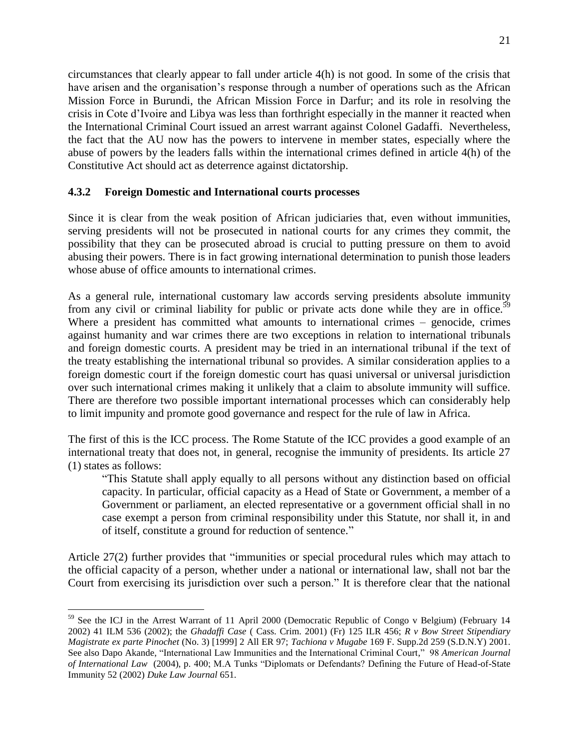circumstances that clearly appear to fall under article 4(h) is not good. In some of the crisis that have arisen and the organisation's response through a number of operations such as the African Mission Force in Burundi, the African Mission Force in Darfur; and its role in resolving the crisis in Cote d'Ivoire and Libya was less than forthright especially in the manner it reacted when the International Criminal Court issued an arrest warrant against Colonel Gadaffi. Nevertheless, the fact that the AU now has the powers to intervene in member states, especially where the abuse of powers by the leaders falls within the international crimes defined in article 4(h) of the Constitutive Act should act as deterrence against dictatorship.

### 4.3.2 Foreign Domestic and International courts processes

Since it is clear from the weak position of African judiciaries that, even without immunities, serving presidents will not be prosecuted in national courts for any crimes they commit, the possibility that they can be prosecuted abroad is crucial to putting pressure on them to avoid abusing their powers. There is in fact growing international determination to punish those leaders whose abuse of office amounts to international crimes.

As a general rule, international customary law accords serving presidents absolute immunity from any civil or criminal liability for public or private acts done while they are in office.[59] Where a president has committed what amounts to international crimes – genocide, crimes against humanity and war crimes there are two exceptions in relation to international tribunals and foreign domestic courts. A president may be tried in an international tribunal if the text of the treaty establishing the international tribunal so provides. A similar consideration applies to a foreign domestic court if the foreign domestic court has quasi universal or universal jurisdiction over such international crimes making it unlikely that a claim to absolute immunity will suffice. There are therefore two possible important international processes which can considerably help to limit impunity and promote good governance and respect for the rule of law in Africa.

The first of this is the ICC process. The Rome Statute of the ICC provides a good example of an international treaty that does not, in general, recognise the immunity of presidents. Its article 27 (1) states as follows:

> "This Statute shall apply equally to all persons without any distinction based on official capacity. In particular, official capacity as a Head of State or Government, a member of a Government or parliament, an elected representative or a government official shall in no case exempt a person from criminal responsibility under this Statute, nor shall it, in and of itself, constitute a ground for reduction of sentence."

Article 27(2) further provides that "immunities or special procedural rules which may attach to the official capacity of a person, whether under a national or international law, shall not bar the Court from exercising its jurisdiction over such a person." It is therefore clear that the national

---

[59] See the ICJ in the Arrest Warrant of 11 April 2000 (Democratic Republic of Congo v Belgium) (February 14 2002) 41 ILM 536 (2002); the *Ghadaffi Case* ( Cass. Crim. 2001) (Fr) 125 ILR 456; *R v Bow Street Stipendiary Magistrate ex parte Pinochet* (No. 3) [1999] 2 All ER 97; *Tachiona v Mugabe* 169 F. Supp.2d 259 (S.D.N.Y) 2001. See also Dapo Akande, "International Law Immunities and the International Criminal Court," 98 *American Journal of International Law* (2004), p. 400; M.A Tunks "Diplomats or Defendants? Defining the Future of Head-of-State Immunity 52 (2002) *Duke Law Journal* 651.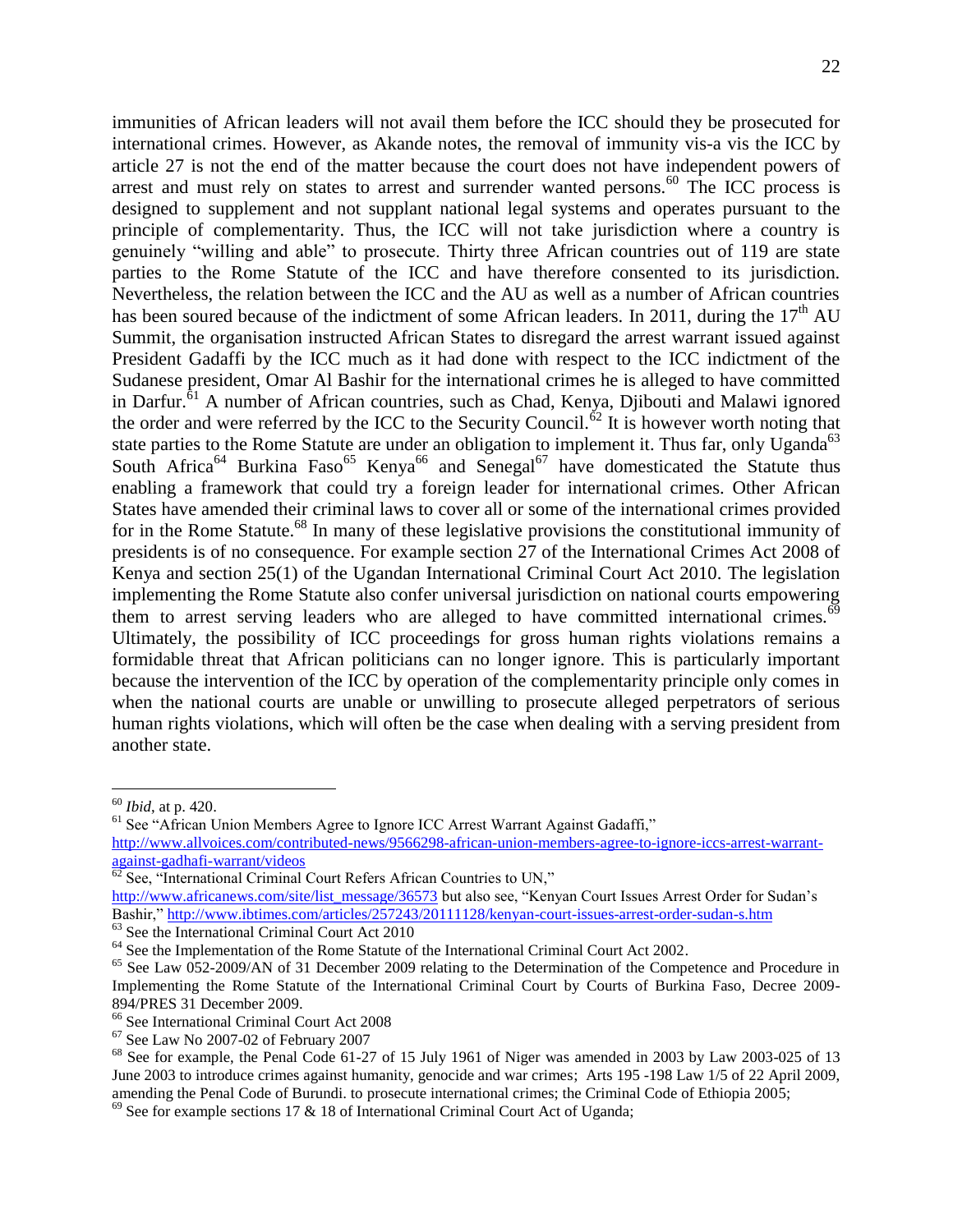immunities of African leaders will not avail them before the ICC should they be prosecuted for international crimes. However, as Akande notes, the removal of immunity vis-a vis the ICC by article 27 is not the end of the matter because the court does not have independent powers of arrest and must rely on states to arrest and surrender wanted persons.[60] The ICC process is designed to supplement and not supplant national legal systems and operates pursuant to the principle of complementarity. Thus, the ICC will not take jurisdiction where a country is genuinely "willing and able" to prosecute. Thirty three African countries out of 119 are state parties to the Rome Statute of the ICC and have therefore consented to its jurisdiction. Nevertheless, the relation between the ICC and the AU as well as a number of African countries has been soured because of the indictment of some African leaders. In 2011, during the 17th AU Summit, the organisation instructed African States to disregard the arrest warrant issued against President Gadaffi by the ICC much as it had done with respect to the ICC indictment of the Sudanese president, Omar Al Bashir for the international crimes he is alleged to have committed in Darfur.[61] A number of African countries, such as Chad, Kenya, Djibouti and Malawi ignored the order and were referred by the ICC to the Security Council.[62] It is however worth noting that state parties to the Rome Statute are under an obligation to implement it. Thus far, only Uganda[63] South Africa[64] Burkina Faso[65] Kenya[66] and Senegal[67] have domesticated the Statute thus enabling a framework that could try a foreign leader for international crimes. Other African States have amended their criminal laws to cover all or some of the international crimes provided for in the Rome Statute.[68] In many of these legislative provisions the constitutional immunity of presidents is of no consequence. For example section 27 of the International Crimes Act 2008 of Kenya and section 25(1) of the Ugandan International Criminal Court Act 2010. The legislation implementing the Rome Statute also confer universal jurisdiction on national courts empowering them to arrest serving leaders who are alleged to have committed international crimes.[69] Ultimately, the possibility of ICC proceedings for gross human rights violations remains a formidable threat that African politicians can no longer ignore. This is particularly important because the intervention of the ICC by operation of the complementarity principle only comes in when the national courts are unable or unwilling to prosecute alleged perpetrators of serious human rights violations, which will often be the case when dealing with a serving president from another state.

---

[60] *Ibid*, at p. 420.

[61] See "African Union Members Agree to Ignore ICC Arrest Warrant Against Gadaffi," http://www.allvoices.com/contributed-news/9566298-african-union-members-agree-to-ignore-iccs-arrest-warrant-against-gadhafi-warrant/videos

[62] See, "International Criminal Court Refers African Countries to UN," http://www.africanews.com/site/list_message/36573 but also see, "Kenyan Court Issues Arrest Order for Sudan's Bashir," http://www.ibtimes.com/articles/257243/20111128/kenyan-court-issues-arrest-order-sudan-s.htm

[63] See the International Criminal Court Act 2010

[64] See the Implementation of the Rome Statute of the International Criminal Court Act 2002.

[65] See Law 052-2009/AN of 31 December 2009 relating to the Determination of the Competence and Procedure in Implementing the Rome Statute of the International Criminal Court by Courts of Burkina Faso, Decree 2009-894/PRES 31 December 2009.

[66] See International Criminal Court Act 2008

[67] See Law No 2007-02 of February 2007

[68] See for example, the Penal Code 61-27 of 15 July 1961 of Niger was amended in 2003 by Law 2003-025 of 13 June 2003 to introduce crimes against humanity, genocide and war crimes; Arts 195 -198 Law 1/5 of 22 April 2009, amending the Penal Code of Burundi. to prosecute international crimes; the Criminal Code of Ethiopia 2005;

[69] See for example sections 17 & 18 of International Criminal Court Act of Uganda;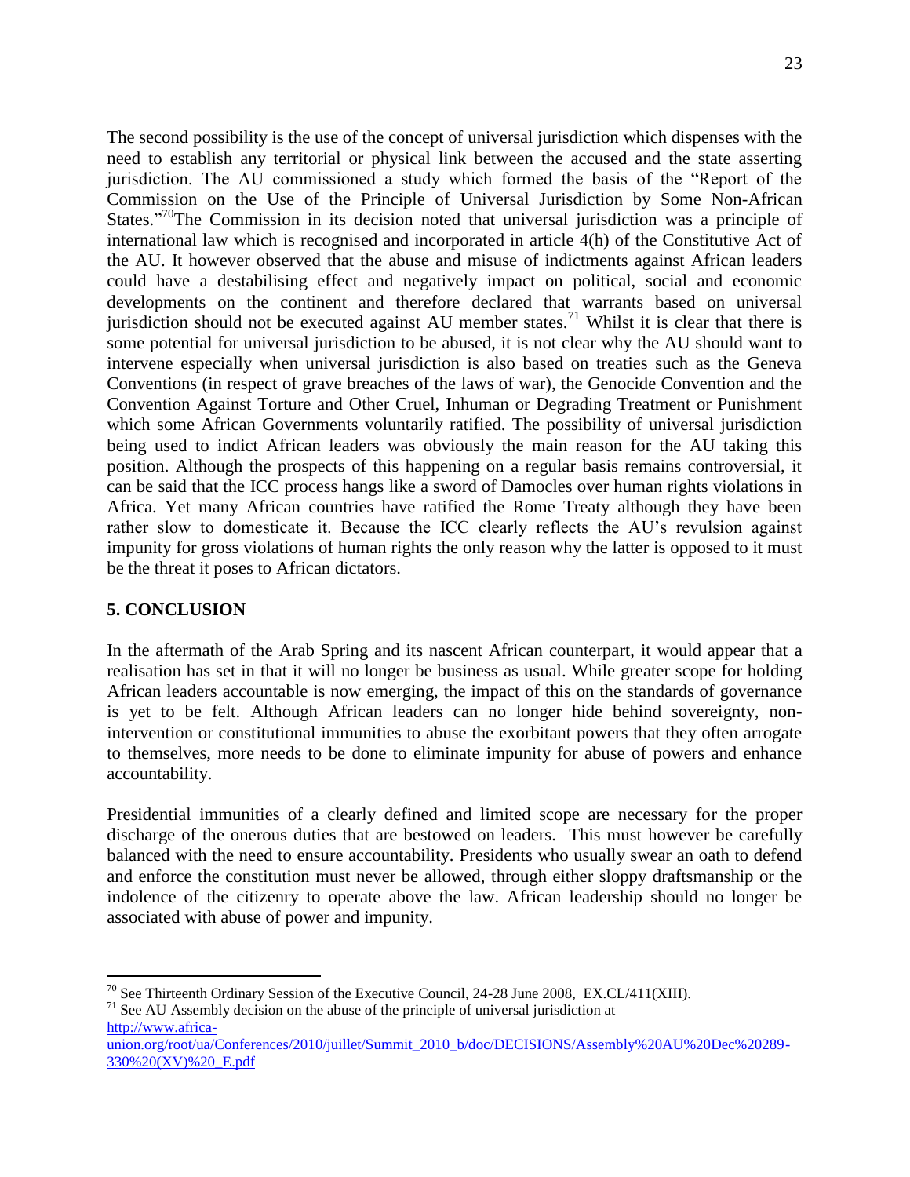The second possibility is the use of the concept of universal jurisdiction which dispenses with the need to establish any territorial or physical link between the accused and the state asserting jurisdiction. The AU commissioned a study which formed the basis of the "Report of the Commission on the Use of the Principle of Universal Jurisdiction by Some Non-African States."[70]The Commission in its decision noted that universal jurisdiction was a principle of international law which is recognised and incorporated in article 4(h) of the Constitutive Act of the AU. It however observed that the abuse and misuse of indictments against African leaders could have a destabilising effect and negatively impact on political, social and economic developments on the continent and therefore declared that warrants based on universal jurisdiction should not be executed against AU member states.[71] Whilst it is clear that there is some potential for universal jurisdiction to be abused, it is not clear why the AU should want to intervene especially when universal jurisdiction is also based on treaties such as the Geneva Conventions (in respect of grave breaches of the laws of war), the Genocide Convention and the Convention Against Torture and Other Cruel, Inhuman or Degrading Treatment or Punishment which some African Governments voluntarily ratified. The possibility of universal jurisdiction being used to indict African leaders was obviously the main reason for the AU taking this position. Although the prospects of this happening on a regular basis remains controversial, it can be said that the ICC process hangs like a sword of Damocles over human rights violations in Africa. Yet many African countries have ratified the Rome Treaty although they have been rather slow to domesticate it. Because the ICC clearly reflects the AU's revulsion against impunity for gross violations of human rights the only reason why the latter is opposed to it must be the threat it poses to African dictators.

## 5. CONCLUSION

In the aftermath of the Arab Spring and its nascent African counterpart, it would appear that a realisation has set in that it will no longer be business as usual. While greater scope for holding African leaders accountable is now emerging, the impact of this on the standards of governance is yet to be felt. Although African leaders can no longer hide behind sovereignty, non-intervention or constitutional immunities to abuse the exorbitant powers that they often arrogate to themselves, more needs to be done to eliminate impunity for abuse of powers and enhance accountability.

Presidential immunities of a clearly defined and limited scope are necessary for the proper discharge of the onerous duties that are bestowed on leaders. This must however be carefully balanced with the need to ensure accountability. Presidents who usually swear an oath to defend and enforce the constitution must never be allowed, through either sloppy draftsmanship or the indolence of the citizenry to operate above the law. African leadership should no longer be associated with abuse of power and impunity.

---

[70] See Thirteenth Ordinary Session of the Executive Council, 24-28 June 2008, EX.CL/411(XIII).

[71] See AU Assembly decision on the abuse of the principle of universal jurisdiction at http://www.africa-union.org/root/ua/Conferences/2010/juillet/Summit_2010_b/doc/DECISIONS/Assembly%20AU%20Dec%20289-330%20(XV)%20_E.pdf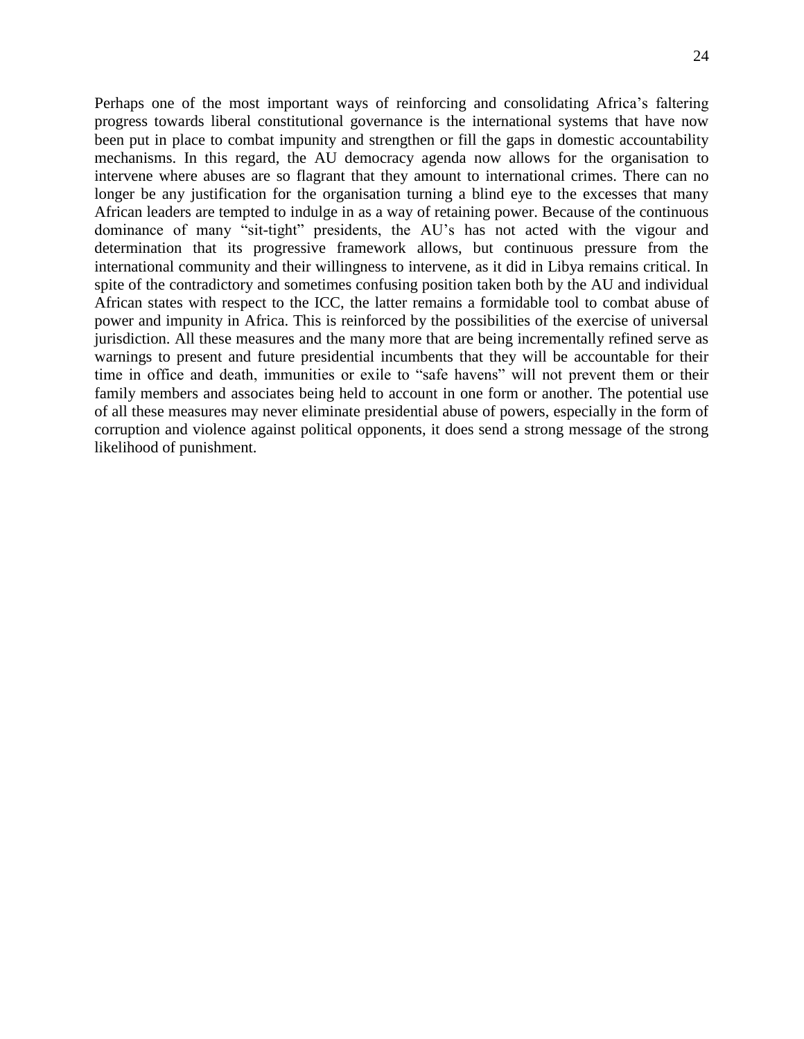Perhaps one of the most important ways of reinforcing and consolidating Africa's faltering progress towards liberal constitutional governance is the international systems that have now been put in place to combat impunity and strengthen or fill the gaps in domestic accountability mechanisms. In this regard, the AU democracy agenda now allows for the organisation to intervene where abuses are so flagrant that they amount to international crimes. There can no longer be any justification for the organisation turning a blind eye to the excesses that many African leaders are tempted to indulge in as a way of retaining power. Because of the continuous dominance of many "sit-tight" presidents, the AU's has not acted with the vigour and determination that its progressive framework allows, but continuous pressure from the international community and their willingness to intervene, as it did in Libya remains critical. In spite of the contradictory and sometimes confusing position taken both by the AU and individual African states with respect to the ICC, the latter remains a formidable tool to combat abuse of power and impunity in Africa. This is reinforced by the possibilities of the exercise of universal jurisdiction. All these measures and the many more that are being incrementally refined serve as warnings to present and future presidential incumbents that they will be accountable for their time in office and death, immunities or exile to "safe havens" will not prevent them or their family members and associates being held to account in one form or another. The potential use of all these measures may never eliminate presidential abuse of powers, especially in the form of corruption and violence against political opponents, it does send a strong message of the strong likelihood of punishment.